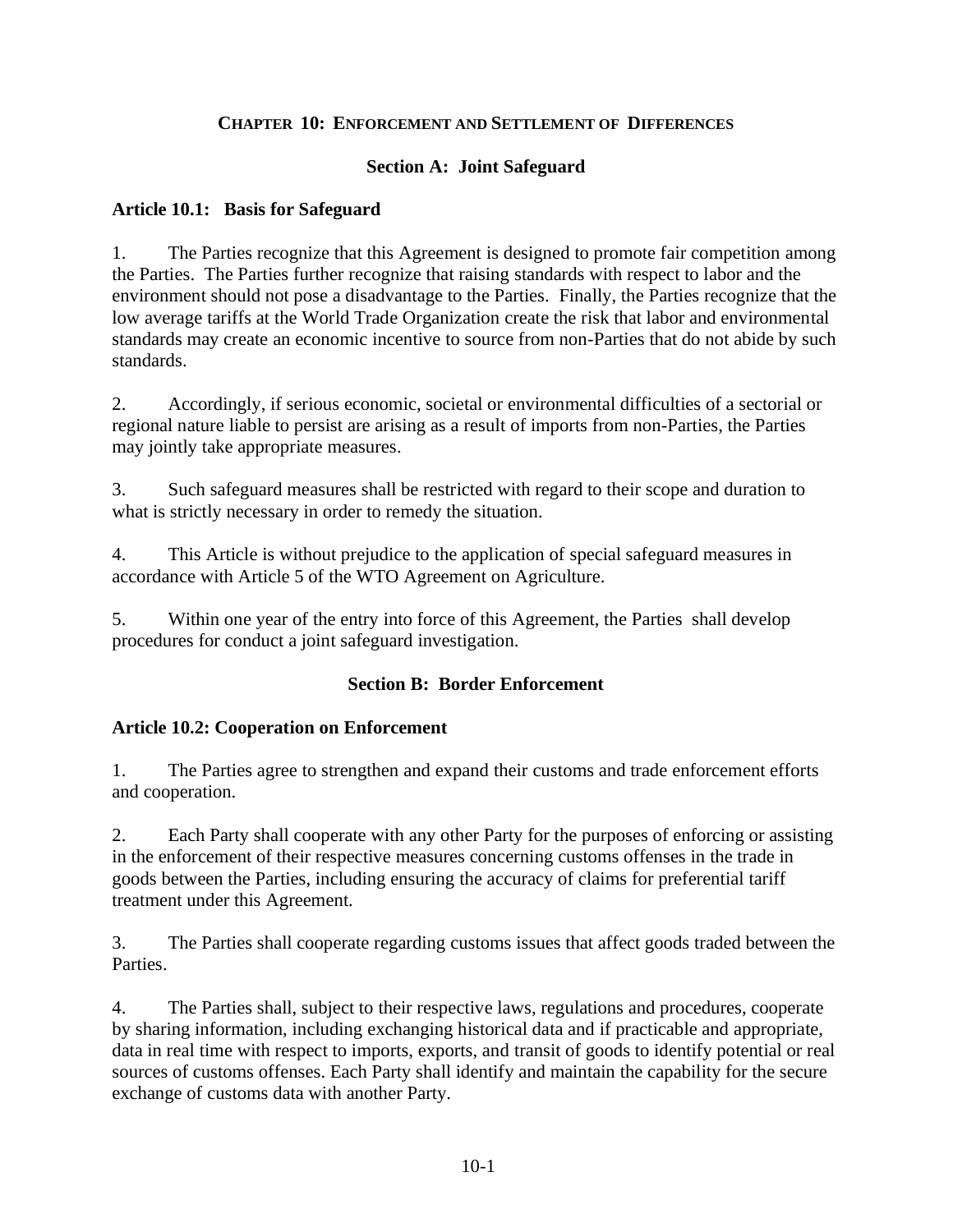# Chapter 10: Enforcement and Settlement of Differences

## Section A: Joint Safeguard

### Article 10.1: Basis for Safeguard

1. The Parties recognize that this Agreement is designed to promote fair competition among the Parties. The Parties further recognize that raising standards with respect to labor and the environment should not pose a disadvantage to the Parties. Finally, the Parties recognize that the low average tariffs at the World Trade Organization create the risk that labor and environmental standards may create an economic incentive to source from non-Parties that do not abide by such standards.

2. Accordingly, if serious economic, societal or environmental difficulties of a sectorial or regional nature liable to persist are arising as a result of imports from non-Parties, the Parties may jointly take appropriate measures.

3. Such safeguard measures shall be restricted with regard to their scope and duration to what is strictly necessary in order to remedy the situation.

4. This Article is without prejudice to the application of special safeguard measures in accordance with Article 5 of the WTO Agreement on Agriculture.

5. Within one year of the entry into force of this Agreement, the Parties shall develop procedures for conduct a joint safeguard investigation.

## Section B: Border Enforcement

### Article 10.2: Cooperation on Enforcement

1. The Parties agree to strengthen and expand their customs and trade enforcement efforts and cooperation.

2. Each Party shall cooperate with any other Party for the purposes of enforcing or assisting in the enforcement of their respective measures concerning customs offenses in the trade in goods between the Parties, including ensuring the accuracy of claims for preferential tariff treatment under this Agreement.

3. The Parties shall cooperate regarding customs issues that affect goods traded between the Parties.

4. The Parties shall, subject to their respective laws, regulations and procedures, cooperate by sharing information, including exchanging historical data and if practicable and appropriate, data in real time with respect to imports, exports, and transit of goods to identify potential or real sources of customs offenses. Each Party shall identify and maintain the capability for the secure exchange of customs data with another Party.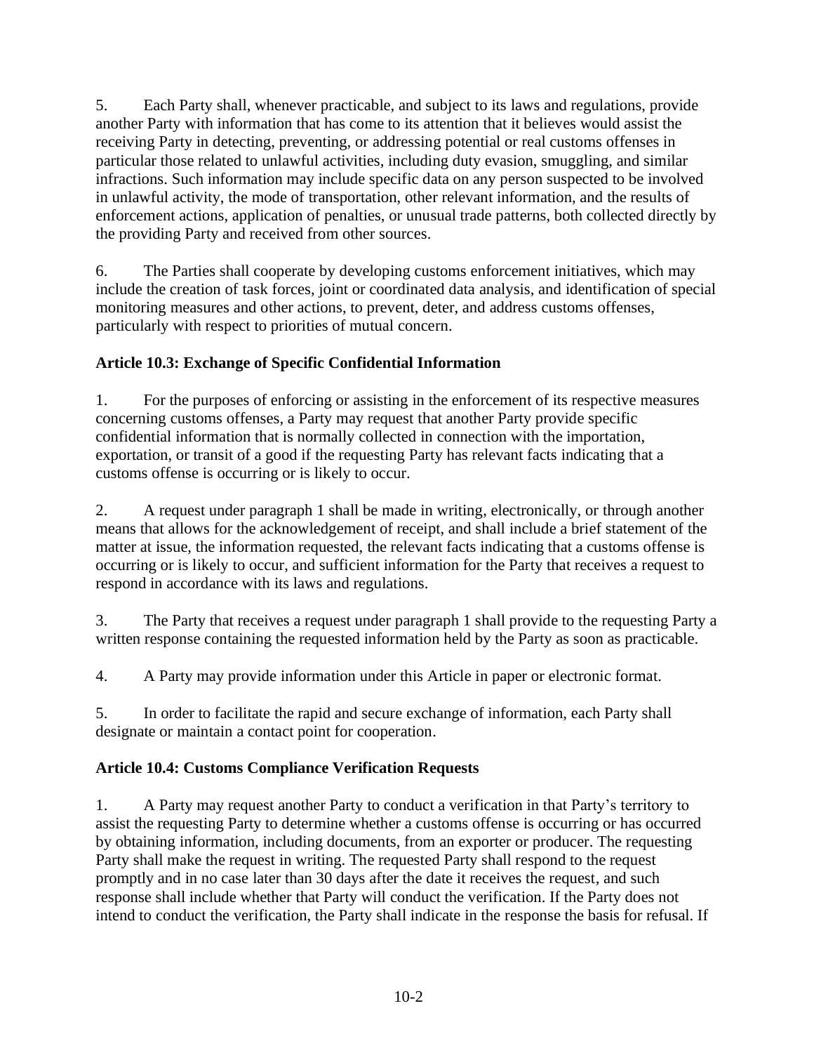5. Each Party shall, whenever practicable, and subject to its laws and regulations, provide another Party with information that has come to its attention that it believes would assist the receiving Party in detecting, preventing, or addressing potential or real customs offenses in particular those related to unlawful activities, including duty evasion, smuggling, and similar infractions. Such information may include specific data on any person suspected to be involved in unlawful activity, the mode of transportation, other relevant information, and the results of enforcement actions, application of penalties, or unusual trade patterns, both collected directly by the providing Party and received from other sources.

6. The Parties shall cooperate by developing customs enforcement initiatives, which may include the creation of task forces, joint or coordinated data analysis, and identification of special monitoring measures and other actions, to prevent, deter, and address customs offenses, particularly with respect to priorities of mutual concern.

**Article 10.3: Exchange of Specific Confidential Information**

1. For the purposes of enforcing or assisting in the enforcement of its respective measures concerning customs offenses, a Party may request that another Party provide specific confidential information that is normally collected in connection with the importation, exportation, or transit of a good if the requesting Party has relevant facts indicating that a customs offense is occurring or is likely to occur.

2. A request under paragraph 1 shall be made in writing, electronically, or through another means that allows for the acknowledgement of receipt, and shall include a brief statement of the matter at issue, the information requested, the relevant facts indicating that a customs offense is occurring or is likely to occur, and sufficient information for the Party that receives a request to respond in accordance with its laws and regulations.

3. The Party that receives a request under paragraph 1 shall provide to the requesting Party a written response containing the requested information held by the Party as soon as practicable.

4. A Party may provide information under this Article in paper or electronic format.

5. In order to facilitate the rapid and secure exchange of information, each Party shall designate or maintain a contact point for cooperation.

**Article 10.4: Customs Compliance Verification Requests**

1. A Party may request another Party to conduct a verification in that Party's territory to assist the requesting Party to determine whether a customs offense is occurring or has occurred by obtaining information, including documents, from an exporter or producer. The requesting Party shall make the request in writing. The requested Party shall respond to the request promptly and in no case later than 30 days after the date it receives the request, and such response shall include whether that Party will conduct the verification. If the Party does not intend to conduct the verification, the Party shall indicate in the response the basis for refusal. If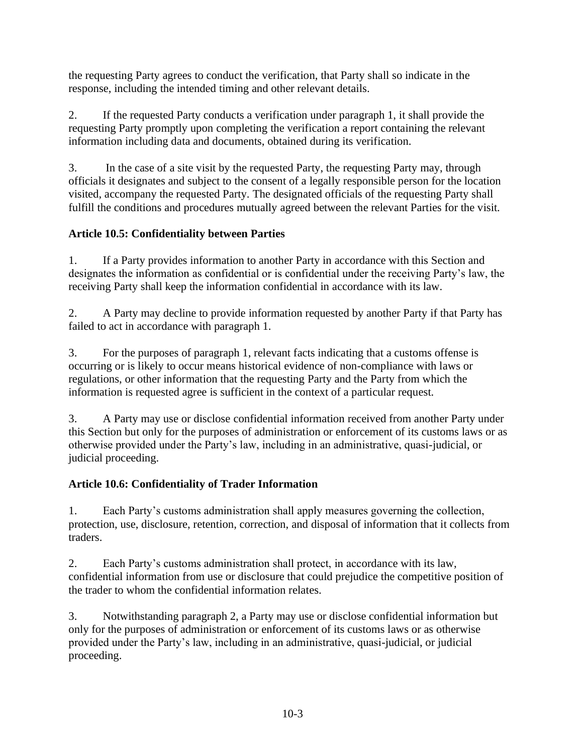the requesting Party agrees to conduct the verification, that Party shall so indicate in the response, including the intended timing and other relevant details.

2. If the requested Party conducts a verification under paragraph 1, it shall provide the requesting Party promptly upon completing the verification a report containing the relevant information including data and documents, obtained during its verification.

3. In the case of a site visit by the requested Party, the requesting Party may, through officials it designates and subject to the consent of a legally responsible person for the location visited, accompany the requested Party. The designated officials of the requesting Party shall fulfill the conditions and procedures mutually agreed between the relevant Parties for the visit.

**Article 10.5: Confidentiality between Parties**

1. If a Party provides information to another Party in accordance with this Section and designates the information as confidential or is confidential under the receiving Party's law, the receiving Party shall keep the information confidential in accordance with its law.

2. A Party may decline to provide information requested by another Party if that Party has failed to act in accordance with paragraph 1.

3. For the purposes of paragraph 1, relevant facts indicating that a customs offense is occurring or is likely to occur means historical evidence of non-compliance with laws or regulations, or other information that the requesting Party and the Party from which the information is requested agree is sufficient in the context of a particular request.

3. A Party may use or disclose confidential information received from another Party under this Section but only for the purposes of administration or enforcement of its customs laws or as otherwise provided under the Party's law, including in an administrative, quasi-judicial, or judicial proceeding.

**Article 10.6: Confidentiality of Trader Information**

1. Each Party's customs administration shall apply measures governing the collection, protection, use, disclosure, retention, correction, and disposal of information that it collects from traders.

2. Each Party's customs administration shall protect, in accordance with its law, confidential information from use or disclosure that could prejudice the competitive position of the trader to whom the confidential information relates.

3. Notwithstanding paragraph 2, a Party may use or disclose confidential information but only for the purposes of administration or enforcement of its customs laws or as otherwise provided under the Party's law, including in an administrative, quasi-judicial, or judicial proceeding.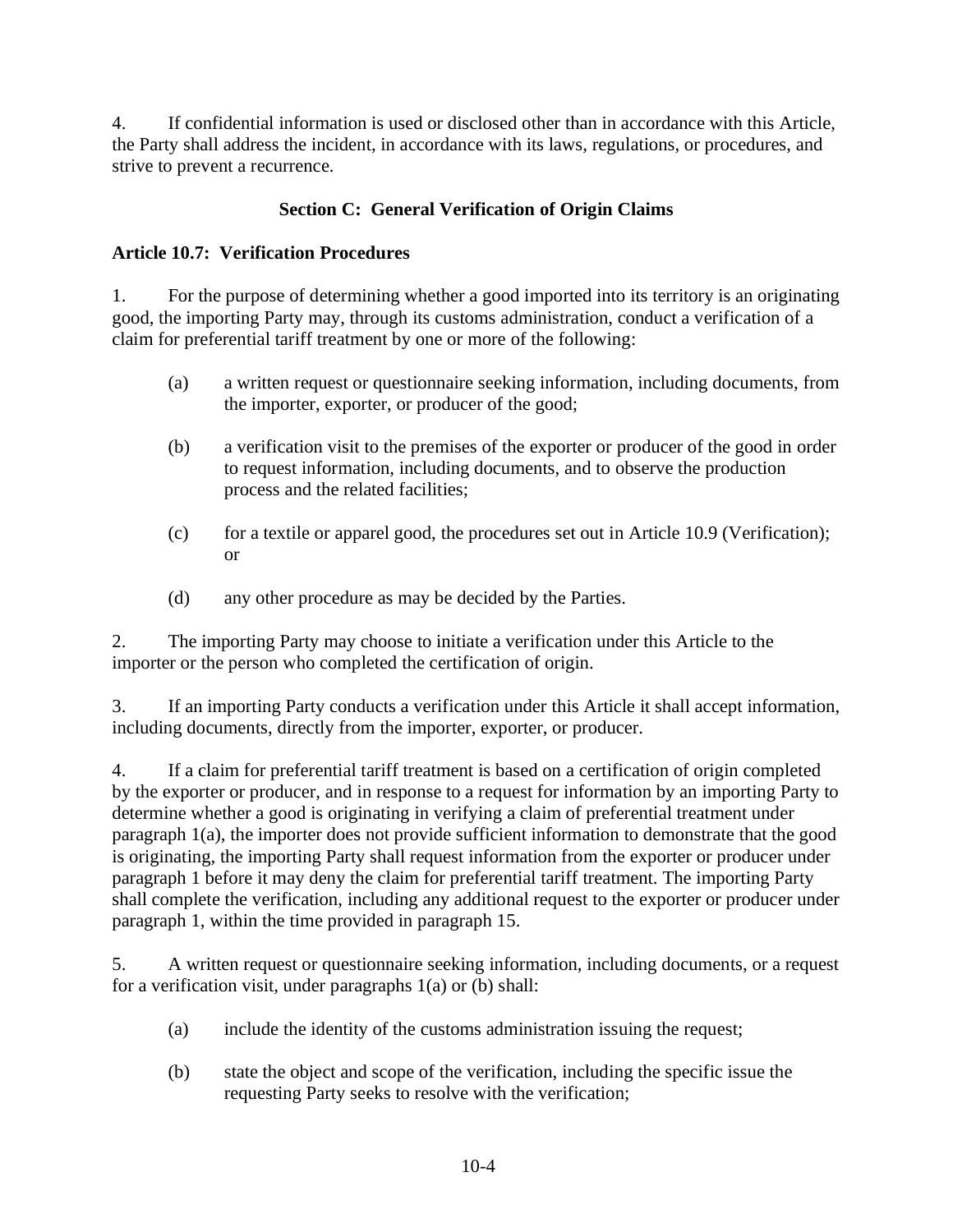4. If confidential information is used or disclosed other than in accordance with this Article, the Party shall address the incident, in accordance with its laws, regulations, or procedures, and strive to prevent a recurrence.

## Section C: General Verification of Origin Claims

### Article 10.7: Verification Procedures

1. For the purpose of determining whether a good imported into its territory is an originating good, the importing Party may, through its customs administration, conduct a verification of a claim for preferential tariff treatment by one or more of the following:

   (a) a written request or questionnaire seeking information, including documents, from the importer, exporter, or producer of the good;

   (b) a verification visit to the premises of the exporter or producer of the good in order to request information, including documents, and to observe the production process and the related facilities;

   (c) for a textile or apparel good, the procedures set out in Article 10.9 (Verification); or

   (d) any other procedure as may be decided by the Parties.

2. The importing Party may choose to initiate a verification under this Article to the importer or the person who completed the certification of origin.

3. If an importing Party conducts a verification under this Article it shall accept information, including documents, directly from the importer, exporter, or producer.

4. If a claim for preferential tariff treatment is based on a certification of origin completed by the exporter or producer, and in response to a request for information by an importing Party to determine whether a good is originating in verifying a claim of preferential treatment under paragraph 1(a), the importer does not provide sufficient information to demonstrate that the good is originating, the importing Party shall request information from the exporter or producer under paragraph 1 before it may deny the claim for preferential tariff treatment. The importing Party shall complete the verification, including any additional request to the exporter or producer under paragraph 1, within the time provided in paragraph 15.

5. A written request or questionnaire seeking information, including documents, or a request for a verification visit, under paragraphs 1(a) or (b) shall:

   (a) include the identity of the customs administration issuing the request;

   (b) state the object and scope of the verification, including the specific issue the requesting Party seeks to resolve with the verification;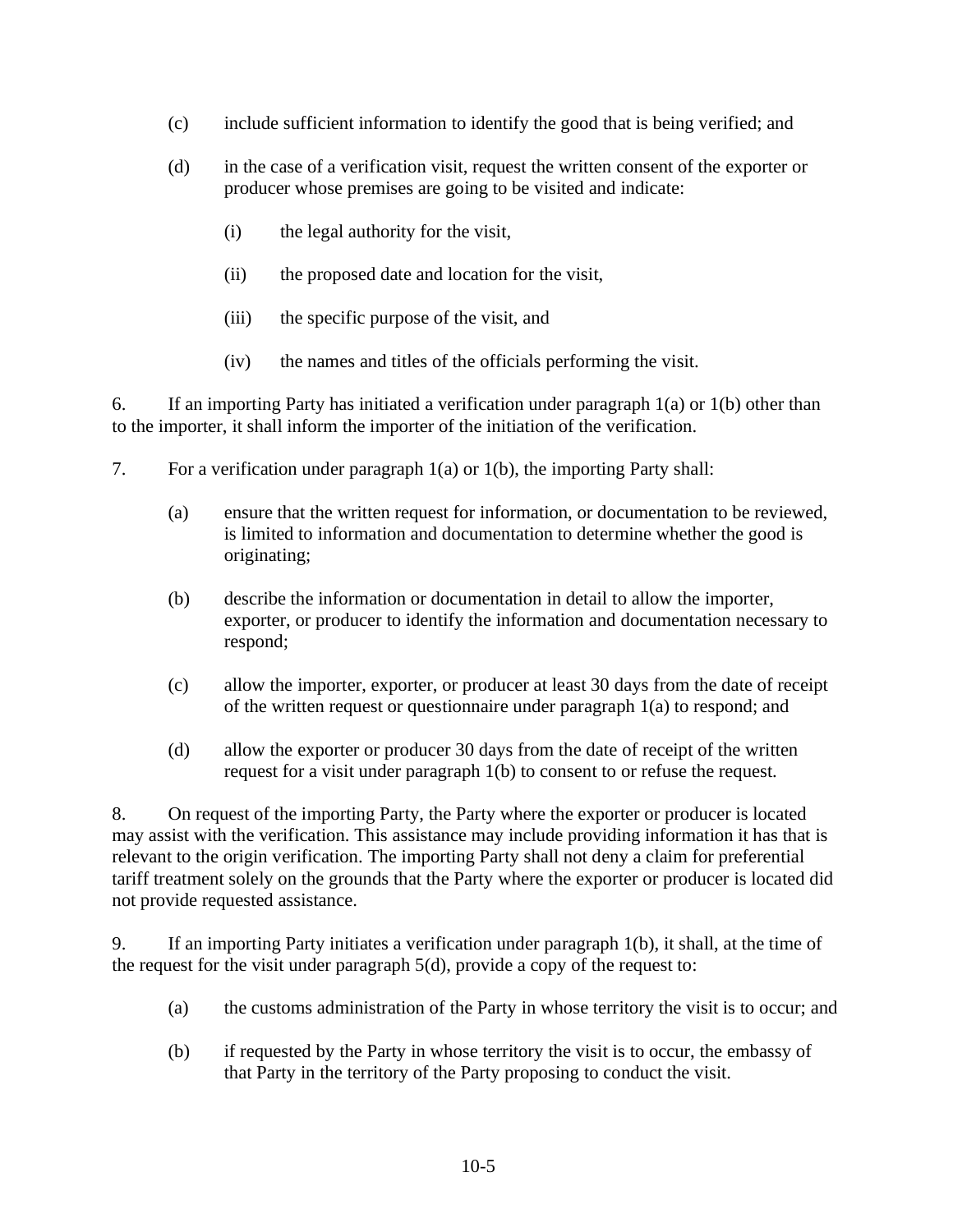(c) include sufficient information to identify the good that is being verified; and

(d) in the case of a verification visit, request the written consent of the exporter or producer whose premises are going to be visited and indicate:

  (i) the legal authority for the visit,

  (ii) the proposed date and location for the visit,

  (iii) the specific purpose of the visit, and

  (iv) the names and titles of the officials performing the visit.

6. If an importing Party has initiated a verification under paragraph 1(a) or 1(b) other than to the importer, it shall inform the importer of the initiation of the verification.

7. For a verification under paragraph 1(a) or 1(b), the importing Party shall:

(a) ensure that the written request for information, or documentation to be reviewed, is limited to information and documentation to determine whether the good is originating;

(b) describe the information or documentation in detail to allow the importer, exporter, or producer to identify the information and documentation necessary to respond;

(c) allow the importer, exporter, or producer at least 30 days from the date of receipt of the written request or questionnaire under paragraph 1(a) to respond; and

(d) allow the exporter or producer 30 days from the date of receipt of the written request for a visit under paragraph 1(b) to consent to or refuse the request.

8. On request of the importing Party, the Party where the exporter or producer is located may assist with the verification. This assistance may include providing information it has that is relevant to the origin verification. The importing Party shall not deny a claim for preferential tariff treatment solely on the grounds that the Party where the exporter or producer is located did not provide requested assistance.

9. If an importing Party initiates a verification under paragraph 1(b), it shall, at the time of the request for the visit under paragraph 5(d), provide a copy of the request to:

(a) the customs administration of the Party in whose territory the visit is to occur; and

(b) if requested by the Party in whose territory the visit is to occur, the embassy of that Party in the territory of the Party proposing to conduct the visit.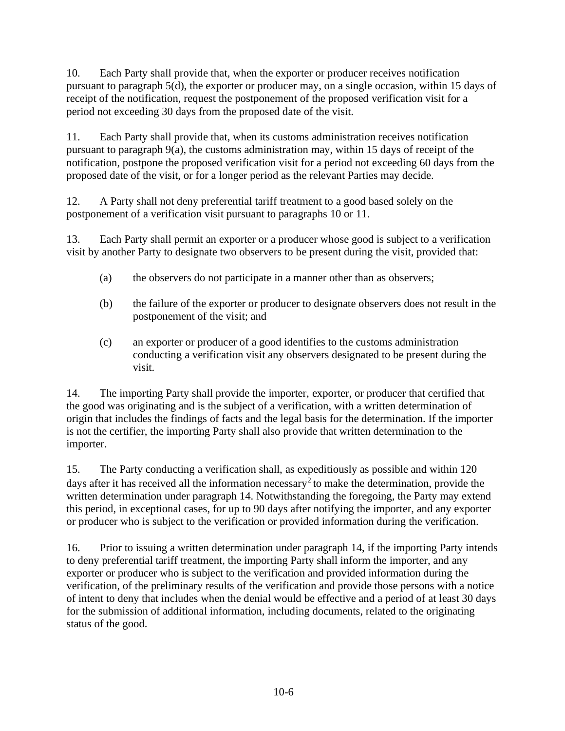10. Each Party shall provide that, when the exporter or producer receives notification pursuant to paragraph 5(d), the exporter or producer may, on a single occasion, within 15 days of receipt of the notification, request the postponement of the proposed verification visit for a period not exceeding 30 days from the proposed date of the visit.

11. Each Party shall provide that, when its customs administration receives notification pursuant to paragraph 9(a), the customs administration may, within 15 days of receipt of the notification, postpone the proposed verification visit for a period not exceeding 60 days from the proposed date of the visit, or for a longer period as the relevant Parties may decide.

12. A Party shall not deny preferential tariff treatment to a good based solely on the postponement of a verification visit pursuant to paragraphs 10 or 11.

13. Each Party shall permit an exporter or a producer whose good is subject to a verification visit by another Party to designate two observers to be present during the visit, provided that:

(a) the observers do not participate in a manner other than as observers;

(b) the failure of the exporter or producer to designate observers does not result in the postponement of the visit; and

(c) an exporter or producer of a good identifies to the customs administration conducting a verification visit any observers designated to be present during the visit.

14. The importing Party shall provide the importer, exporter, or producer that certified that the good was originating and is the subject of a verification, with a written determination of origin that includes the findings of facts and the legal basis for the determination. If the importer is not the certifier, the importing Party shall also provide that written determination to the importer.

15. The Party conducting a verification shall, as expeditiously as possible and within 120 days after it has received all the information necessary[2] to make the determination, provide the written determination under paragraph 14. Notwithstanding the foregoing, the Party may extend this period, in exceptional cases, for up to 90 days after notifying the importer, and any exporter or producer who is subject to the verification or provided information during the verification.

16. Prior to issuing a written determination under paragraph 14, if the importing Party intends to deny preferential tariff treatment, the importing Party shall inform the importer, and any exporter or producer who is subject to the verification and provided information during the verification, of the preliminary results of the verification and provide those persons with a notice of intent to deny that includes when the denial would be effective and a period of at least 30 days for the submission of additional information, including documents, related to the originating status of the good.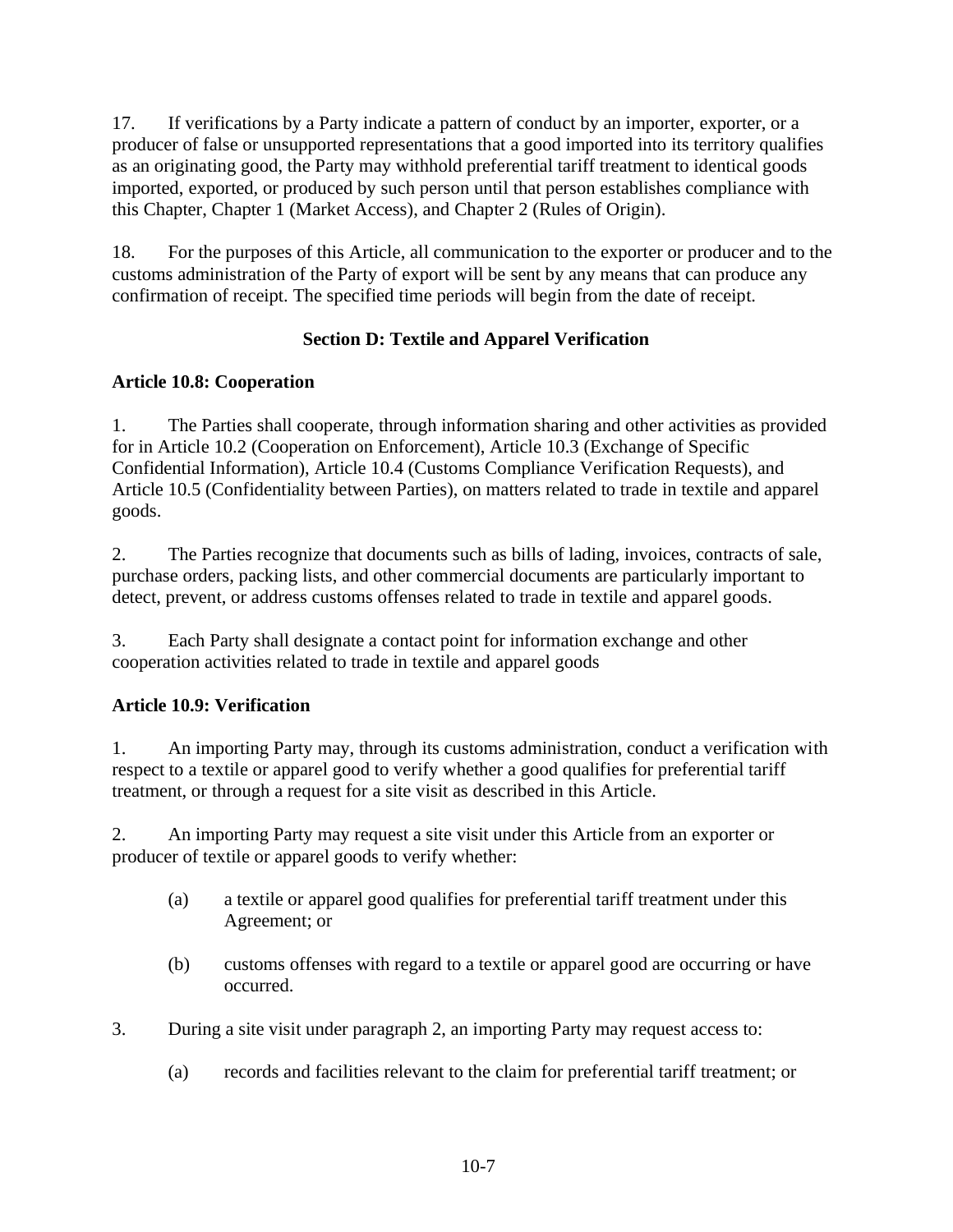17. If verifications by a Party indicate a pattern of conduct by an importer, exporter, or a producer of false or unsupported representations that a good imported into its territory qualifies as an originating good, the Party may withhold preferential tariff treatment to identical goods imported, exported, or produced by such person until that person establishes compliance with this Chapter, Chapter 1 (Market Access), and Chapter 2 (Rules of Origin).

18. For the purposes of this Article, all communication to the exporter or producer and to the customs administration of the Party of export will be sent by any means that can produce any confirmation of receipt. The specified time periods will begin from the date of receipt.

## Section D: Textile and Apparel Verification

### Article 10.8: Cooperation

1. The Parties shall cooperate, through information sharing and other activities as provided for in Article 10.2 (Cooperation on Enforcement), Article 10.3 (Exchange of Specific Confidential Information), Article 10.4 (Customs Compliance Verification Requests), and Article 10.5 (Confidentiality between Parties), on matters related to trade in textile and apparel goods.

2. The Parties recognize that documents such as bills of lading, invoices, contracts of sale, purchase orders, packing lists, and other commercial documents are particularly important to detect, prevent, or address customs offenses related to trade in textile and apparel goods.

3. Each Party shall designate a contact point for information exchange and other cooperation activities related to trade in textile and apparel goods

### Article 10.9: Verification

1. An importing Party may, through its customs administration, conduct a verification with respect to a textile or apparel good to verify whether a good qualifies for preferential tariff treatment, or through a request for a site visit as described in this Article.

2. An importing Party may request a site visit under this Article from an exporter or producer of textile or apparel goods to verify whether:

   (a) a textile or apparel good qualifies for preferential tariff treatment under this Agreement; or

   (b) customs offenses with regard to a textile or apparel good are occurring or have occurred.

3. During a site visit under paragraph 2, an importing Party may request access to:

   (a) records and facilities relevant to the claim for preferential tariff treatment; or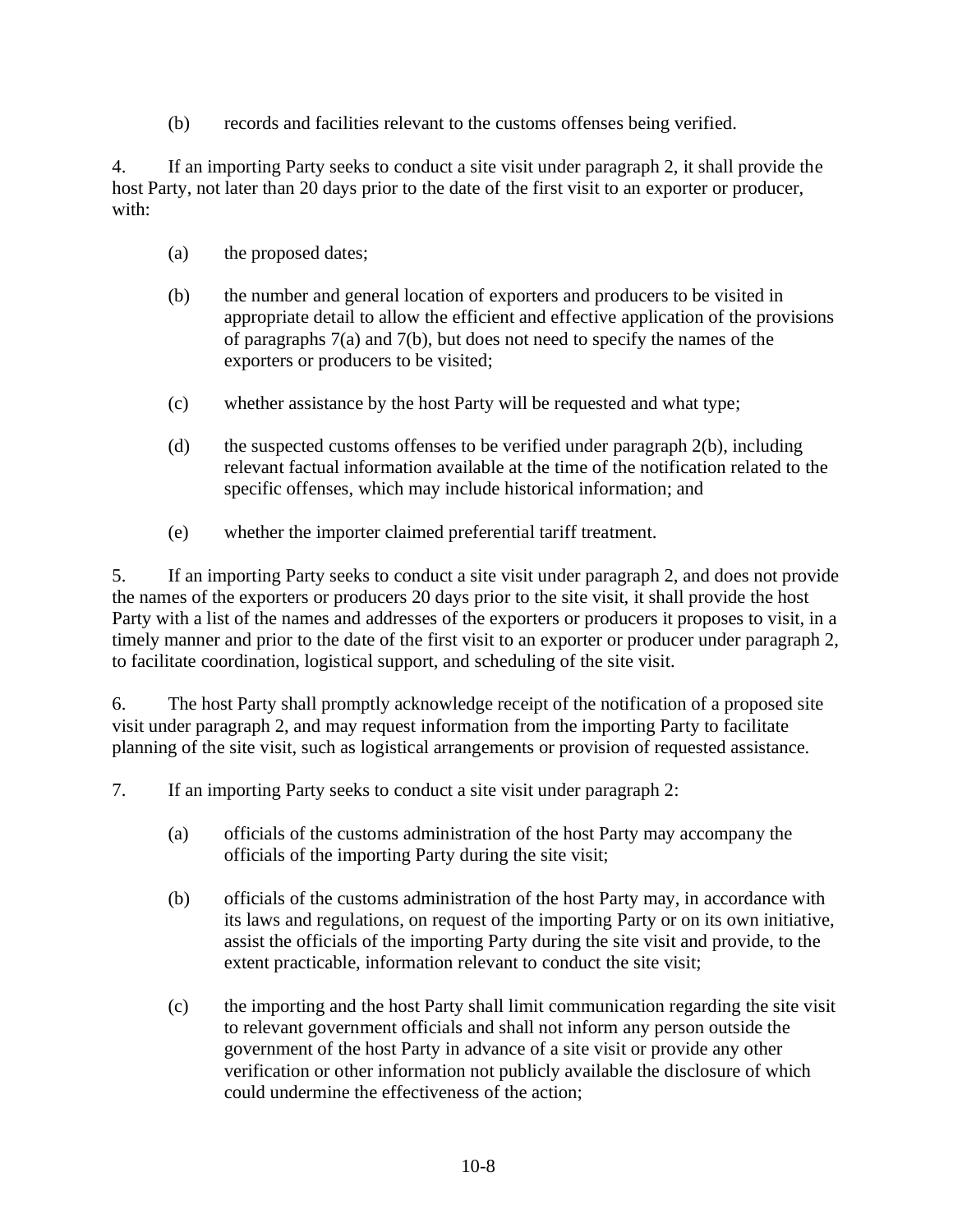(b) records and facilities relevant to the customs offenses being verified.

4. If an importing Party seeks to conduct a site visit under paragraph 2, it shall provide the host Party, not later than 20 days prior to the date of the first visit to an exporter or producer, with:

(a) the proposed dates;

(b) the number and general location of exporters and producers to be visited in appropriate detail to allow the efficient and effective application of the provisions of paragraphs 7(a) and 7(b), but does not need to specify the names of the exporters or producers to be visited;

(c) whether assistance by the host Party will be requested and what type;

(d) the suspected customs offenses to be verified under paragraph 2(b), including relevant factual information available at the time of the notification related to the specific offenses, which may include historical information; and

(e) whether the importer claimed preferential tariff treatment.

5. If an importing Party seeks to conduct a site visit under paragraph 2, and does not provide the names of the exporters or producers 20 days prior to the site visit, it shall provide the host Party with a list of the names and addresses of the exporters or producers it proposes to visit, in a timely manner and prior to the date of the first visit to an exporter or producer under paragraph 2, to facilitate coordination, logistical support, and scheduling of the site visit.

6. The host Party shall promptly acknowledge receipt of the notification of a proposed site visit under paragraph 2, and may request information from the importing Party to facilitate planning of the site visit, such as logistical arrangements or provision of requested assistance.

7. If an importing Party seeks to conduct a site visit under paragraph 2:

(a) officials of the customs administration of the host Party may accompany the officials of the importing Party during the site visit;

(b) officials of the customs administration of the host Party may, in accordance with its laws and regulations, on request of the importing Party or on its own initiative, assist the officials of the importing Party during the site visit and provide, to the extent practicable, information relevant to conduct the site visit;

(c) the importing and the host Party shall limit communication regarding the site visit to relevant government officials and shall not inform any person outside the government of the host Party in advance of a site visit or provide any other verification or other information not publicly available the disclosure of which could undermine the effectiveness of the action;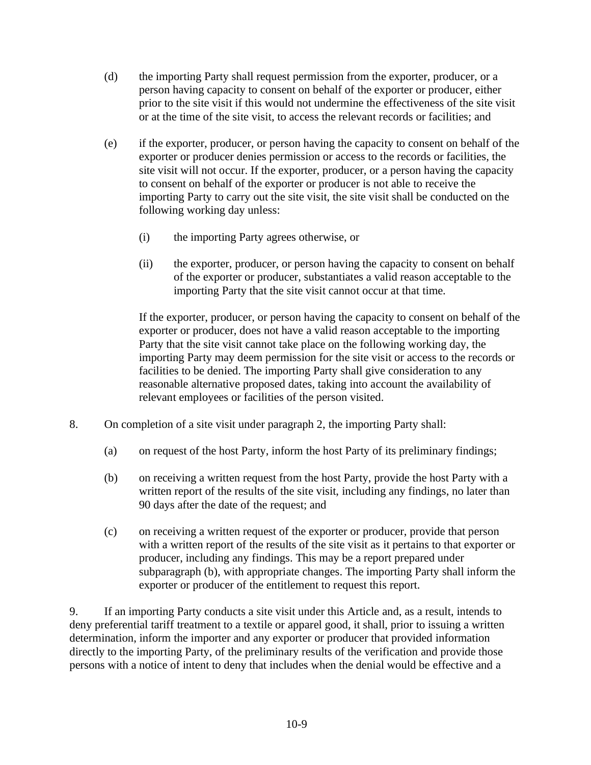(d) the importing Party shall request permission from the exporter, producer, or a person having capacity to consent on behalf of the exporter or producer, either prior to the site visit if this would not undermine the effectiveness of the site visit or at the time of the site visit, to access the relevant records or facilities; and

(e) if the exporter, producer, or person having the capacity to consent on behalf of the exporter or producer denies permission or access to the records or facilities, the site visit will not occur. If the exporter, producer, or a person having the capacity to consent on behalf of the exporter or producer is not able to receive the importing Party to carry out the site visit, the site visit shall be conducted on the following working day unless:

   (i) the importing Party agrees otherwise, or

   (ii) the exporter, producer, or person having the capacity to consent on behalf of the exporter or producer, substantiates a valid reason acceptable to the importing Party that the site visit cannot occur at that time.

   If the exporter, producer, or person having the capacity to consent on behalf of the exporter or producer, does not have a valid reason acceptable to the importing Party that the site visit cannot take place on the following working day, the importing Party may deem permission for the site visit or access to the records or facilities to be denied. The importing Party shall give consideration to any reasonable alternative proposed dates, taking into account the availability of relevant employees or facilities of the person visited.

8. On completion of a site visit under paragraph 2, the importing Party shall:

(a) on request of the host Party, inform the host Party of its preliminary findings;

(b) on receiving a written request from the host Party, provide the host Party with a written report of the results of the site visit, including any findings, no later than 90 days after the date of the request; and

(c) on receiving a written request of the exporter or producer, provide that person with a written report of the results of the site visit as it pertains to that exporter or producer, including any findings. This may be a report prepared under subparagraph (b), with appropriate changes. The importing Party shall inform the exporter or producer of the entitlement to request this report.

9. If an importing Party conducts a site visit under this Article and, as a result, intends to deny preferential tariff treatment to a textile or apparel good, it shall, prior to issuing a written determination, inform the importer and any exporter or producer that provided information directly to the importing Party, of the preliminary results of the verification and provide those persons with a notice of intent to deny that includes when the denial would be effective and a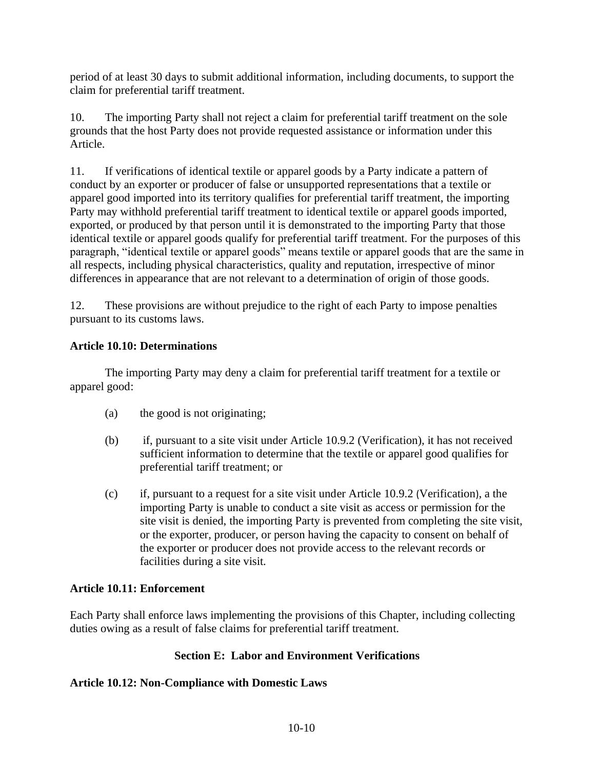period of at least 30 days to submit additional information, including documents, to support the claim for preferential tariff treatment.

10. The importing Party shall not reject a claim for preferential tariff treatment on the sole grounds that the host Party does not provide requested assistance or information under this Article.

11. If verifications of identical textile or apparel goods by a Party indicate a pattern of conduct by an exporter or producer of false or unsupported representations that a textile or apparel good imported into its territory qualifies for preferential tariff treatment, the importing Party may withhold preferential tariff treatment to identical textile or apparel goods imported, exported, or produced by that person until it is demonstrated to the importing Party that those identical textile or apparel goods qualify for preferential tariff treatment. For the purposes of this paragraph, "identical textile or apparel goods" means textile or apparel goods that are the same in all respects, including physical characteristics, quality and reputation, irrespective of minor differences in appearance that are not relevant to a determination of origin of those goods.

12. These provisions are without prejudice to the right of each Party to impose penalties pursuant to its customs laws.

**Article 10.10: Determinations**

The importing Party may deny a claim for preferential tariff treatment for a textile or apparel good:

(a) the good is not originating;

(b) if, pursuant to a site visit under Article 10.9.2 (Verification), it has not received sufficient information to determine that the textile or apparel good qualifies for preferential tariff treatment; or

(c) if, pursuant to a request for a site visit under Article 10.9.2 (Verification), a the importing Party is unable to conduct a site visit as access or permission for the site visit is denied, the importing Party is prevented from completing the site visit, or the exporter, producer, or person having the capacity to consent on behalf of the exporter or producer does not provide access to the relevant records or facilities during a site visit.

**Article 10.11: Enforcement**

Each Party shall enforce laws implementing the provisions of this Chapter, including collecting duties owing as a result of false claims for preferential tariff treatment.

## Section E: Labor and Environment Verifications

**Article 10.12: Non-Compliance with Domestic Laws**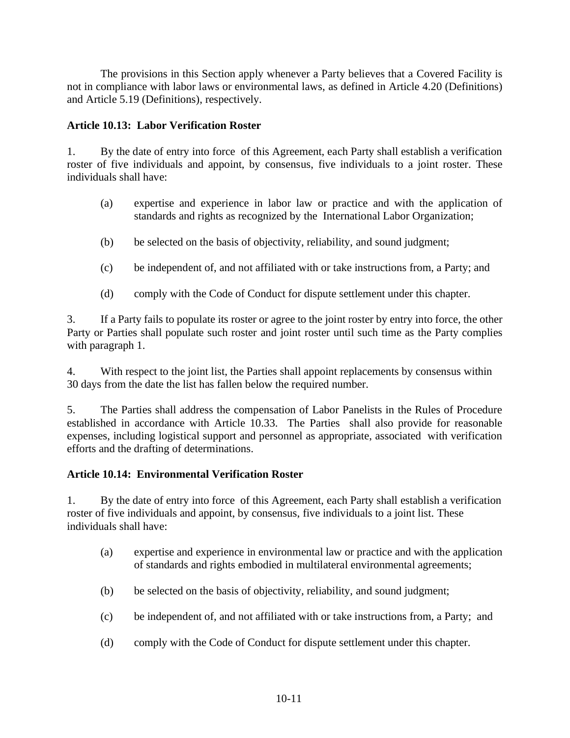The provisions in this Section apply whenever a Party believes that a Covered Facility is not in compliance with labor laws or environmental laws, as defined in Article 4.20 (Definitions) and Article 5.19 (Definitions), respectively.

**Article 10.13: Labor Verification Roster**

1. By the date of entry into force of this Agreement, each Party shall establish a verification roster of five individuals and appoint, by consensus, five individuals to a joint roster. These individuals shall have:

   (a) expertise and experience in labor law or practice and with the application of standards and rights as recognized by the International Labor Organization;

   (b) be selected on the basis of objectivity, reliability, and sound judgment;

   (c) be independent of, and not affiliated with or take instructions from, a Party; and

   (d) comply with the Code of Conduct for dispute settlement under this chapter.

3. If a Party fails to populate its roster or agree to the joint roster by entry into force, the other Party or Parties shall populate such roster and joint roster until such time as the Party complies with paragraph 1.

4. With respect to the joint list, the Parties shall appoint replacements by consensus within 30 days from the date the list has fallen below the required number.

5. The Parties shall address the compensation of Labor Panelists in the Rules of Procedure established in accordance with Article 10.33. The Parties shall also provide for reasonable expenses, including logistical support and personnel as appropriate, associated with verification efforts and the drafting of determinations.

**Article 10.14: Environmental Verification Roster**

1. By the date of entry into force of this Agreement, each Party shall establish a verification roster of five individuals and appoint, by consensus, five individuals to a joint list. These individuals shall have:

   (a) expertise and experience in environmental law or practice and with the application of standards and rights embodied in multilateral environmental agreements;

   (b) be selected on the basis of objectivity, reliability, and sound judgment;

   (c) be independent of, and not affiliated with or take instructions from, a Party; and

   (d) comply with the Code of Conduct for dispute settlement under this chapter.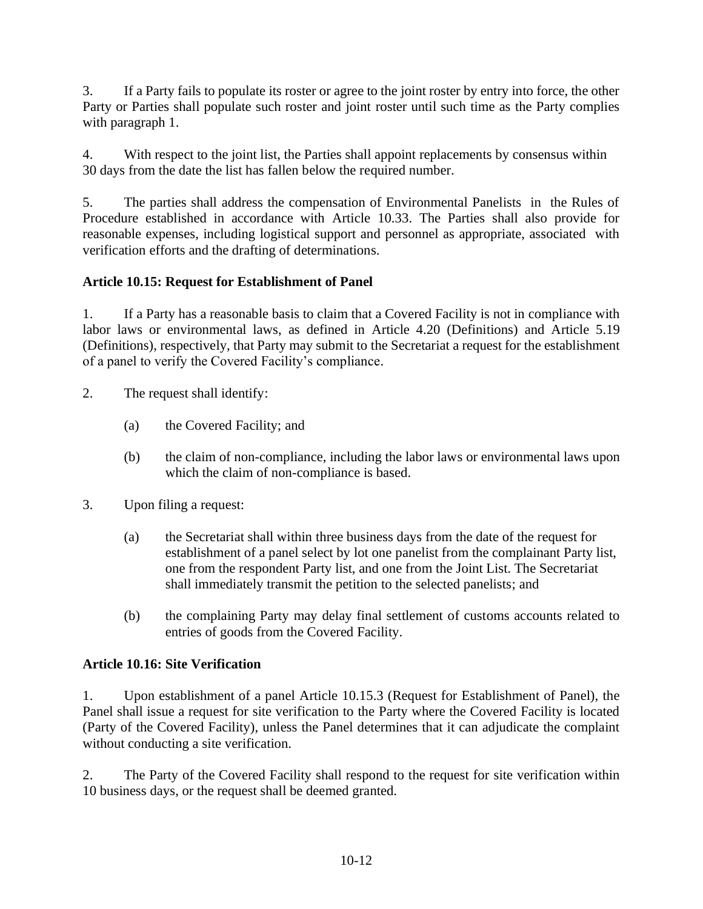3. If a Party fails to populate its roster or agree to the joint roster by entry into force, the other Party or Parties shall populate such roster and joint roster until such time as the Party complies with paragraph 1.

4. With respect to the joint list, the Parties shall appoint replacements by consensus within 30 days from the date the list has fallen below the required number.

5. The parties shall address the compensation of Environmental Panelists in the Rules of Procedure established in accordance with Article 10.33. The Parties shall also provide for reasonable expenses, including logistical support and personnel as appropriate, associated with verification efforts and the drafting of determinations.

**Article 10.15: Request for Establishment of Panel**

1. If a Party has a reasonable basis to claim that a Covered Facility is not in compliance with labor laws or environmental laws, as defined in Article 4.20 (Definitions) and Article 5.19 (Definitions), respectively, that Party may submit to the Secretariat a request for the establishment of a panel to verify the Covered Facility's compliance.

2. The request shall identify:

   (a) the Covered Facility; and

   (b) the claim of non-compliance, including the labor laws or environmental laws upon which the claim of non-compliance is based.

3. Upon filing a request:

   (a) the Secretariat shall within three business days from the date of the request for establishment of a panel select by lot one panelist from the complainant Party list, one from the respondent Party list, and one from the Joint List. The Secretariat shall immediately transmit the petition to the selected panelists; and

   (b) the complaining Party may delay final settlement of customs accounts related to entries of goods from the Covered Facility.

**Article 10.16: Site Verification**

1. Upon establishment of a panel Article 10.15.3 (Request for Establishment of Panel), the Panel shall issue a request for site verification to the Party where the Covered Facility is located (Party of the Covered Facility), unless the Panel determines that it can adjudicate the complaint without conducting a site verification.

2. The Party of the Covered Facility shall respond to the request for site verification within 10 business days, or the request shall be deemed granted.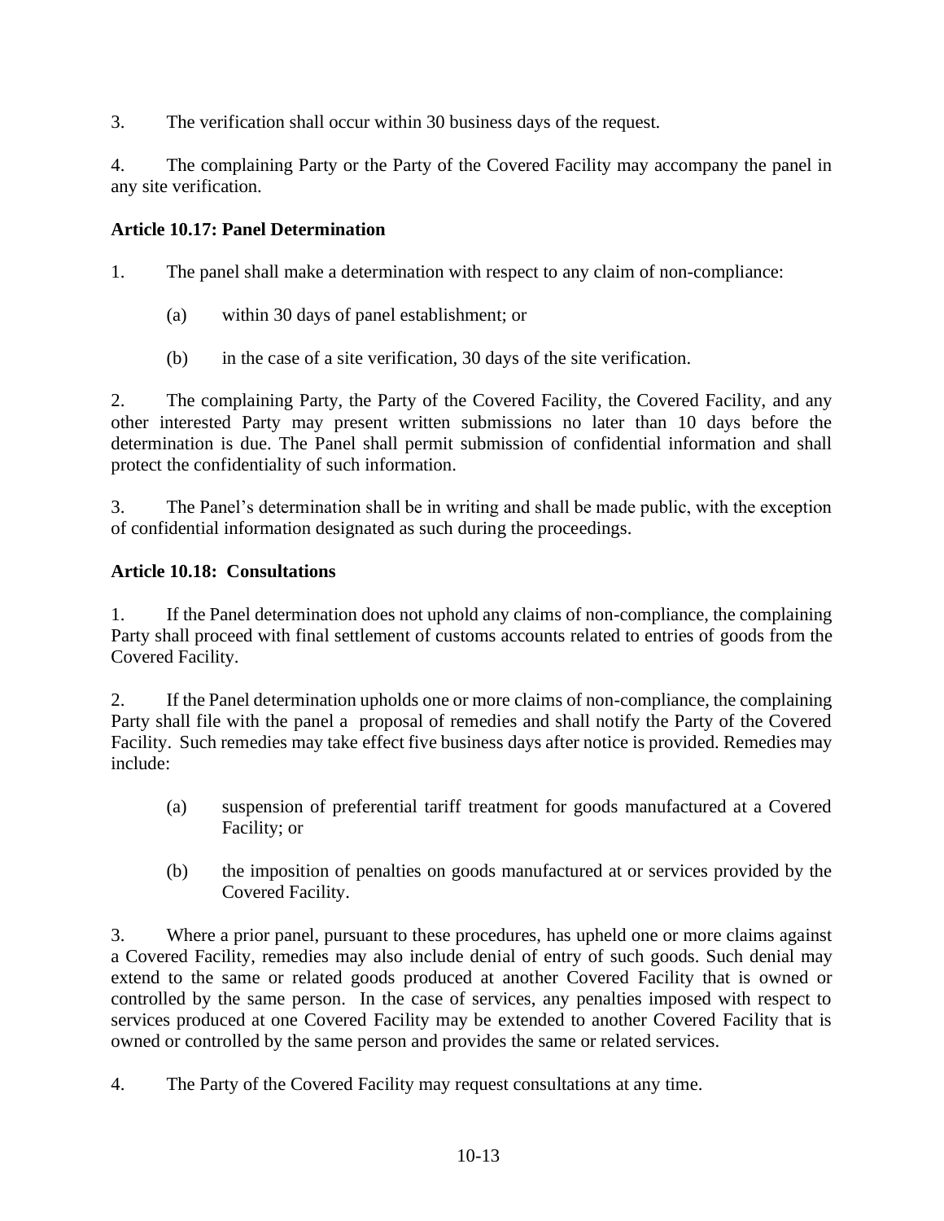3. The verification shall occur within 30 business days of the request.

4. The complaining Party or the Party of the Covered Facility may accompany the panel in any site verification.

**Article 10.17: Panel Determination**

1. The panel shall make a determination with respect to any claim of non-compliance:

   (a) within 30 days of panel establishment; or

   (b) in the case of a site verification, 30 days of the site verification.

2. The complaining Party, the Party of the Covered Facility, the Covered Facility, and any other interested Party may present written submissions no later than 10 days before the determination is due. The Panel shall permit submission of confidential information and shall protect the confidentiality of such information.

3. The Panel's determination shall be in writing and shall be made public, with the exception of confidential information designated as such during the proceedings.

**Article 10.18: Consultations**

1. If the Panel determination does not uphold any claims of non-compliance, the complaining Party shall proceed with final settlement of customs accounts related to entries of goods from the Covered Facility.

2. If the Panel determination upholds one or more claims of non-compliance, the complaining Party shall file with the panel a proposal of remedies and shall notify the Party of the Covered Facility. Such remedies may take effect five business days after notice is provided. Remedies may include:

   (a) suspension of preferential tariff treatment for goods manufactured at a Covered Facility; or

   (b) the imposition of penalties on goods manufactured at or services provided by the Covered Facility.

3. Where a prior panel, pursuant to these procedures, has upheld one or more claims against a Covered Facility, remedies may also include denial of entry of such goods. Such denial may extend to the same or related goods produced at another Covered Facility that is owned or controlled by the same person. In the case of services, any penalties imposed with respect to services produced at one Covered Facility may be extended to another Covered Facility that is owned or controlled by the same person and provides the same or related services.

4. The Party of the Covered Facility may request consultations at any time.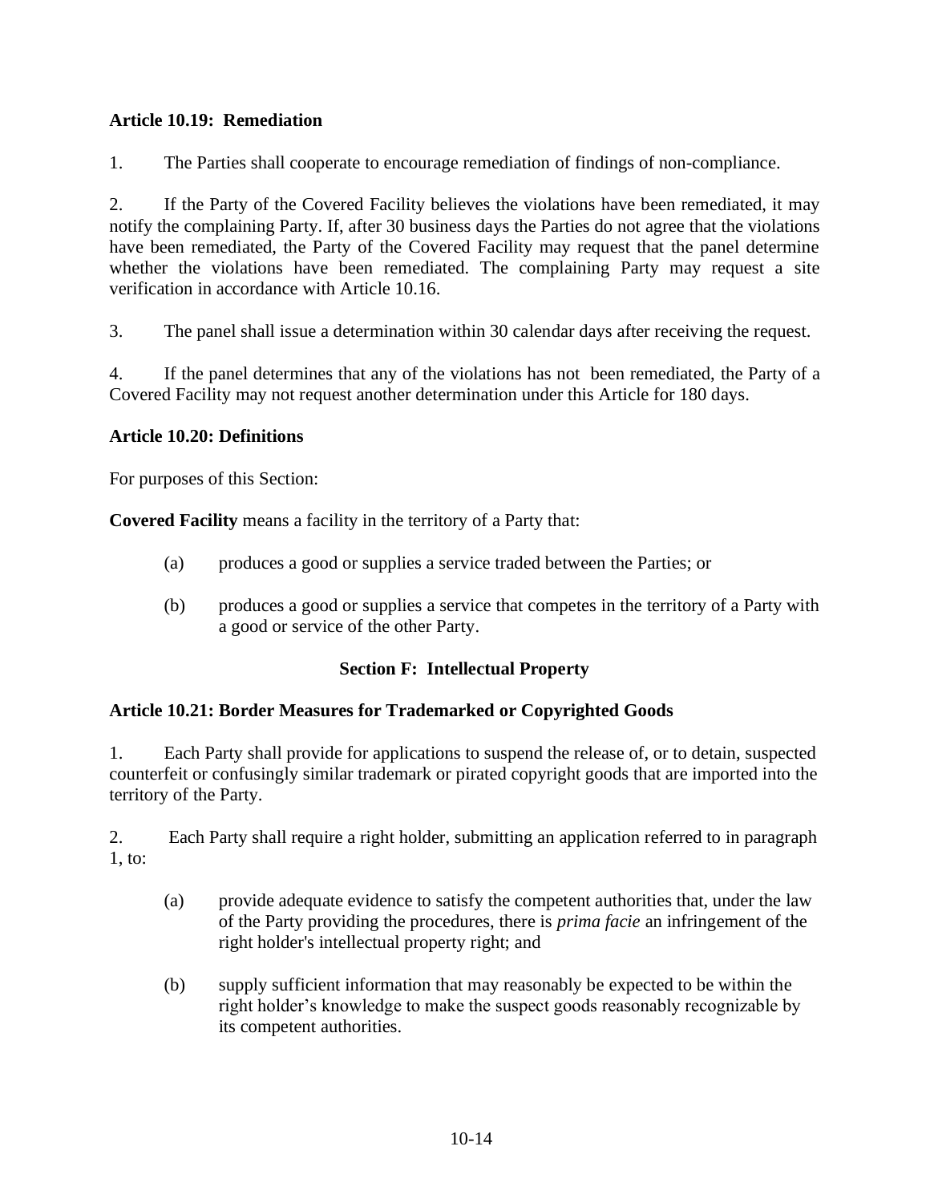**Article 10.19: Remediation**

1. The Parties shall cooperate to encourage remediation of findings of non-compliance.

2. If the Party of the Covered Facility believes the violations have been remediated, it may notify the complaining Party. If, after 30 business days the Parties do not agree that the violations have been remediated, the Party of the Covered Facility may request that the panel determine whether the violations have been remediated. The complaining Party may request a site verification in accordance with Article 10.16.

3. The panel shall issue a determination within 30 calendar days after receiving the request.

4. If the panel determines that any of the violations has not been remediated, the Party of a Covered Facility may not request another determination under this Article for 180 days.

**Article 10.20: Definitions**

For purposes of this Section:

**Covered Facility** means a facility in the territory of a Party that:

(a) produces a good or supplies a service traded between the Parties; or

(b) produces a good or supplies a service that competes in the territory of a Party with a good or service of the other Party.

## Section F: Intellectual Property

**Article 10.21: Border Measures for Trademarked or Copyrighted Goods**

1. Each Party shall provide for applications to suspend the release of, or to detain, suspected counterfeit or confusingly similar trademark or pirated copyright goods that are imported into the territory of the Party.

2. Each Party shall require a right holder, submitting an application referred to in paragraph 1, to:

(a) provide adequate evidence to satisfy the competent authorities that, under the law of the Party providing the procedures, there is *prima facie* an infringement of the right holder's intellectual property right; and

(b) supply sufficient information that may reasonably be expected to be within the right holder's knowledge to make the suspect goods reasonably recognizable by its competent authorities.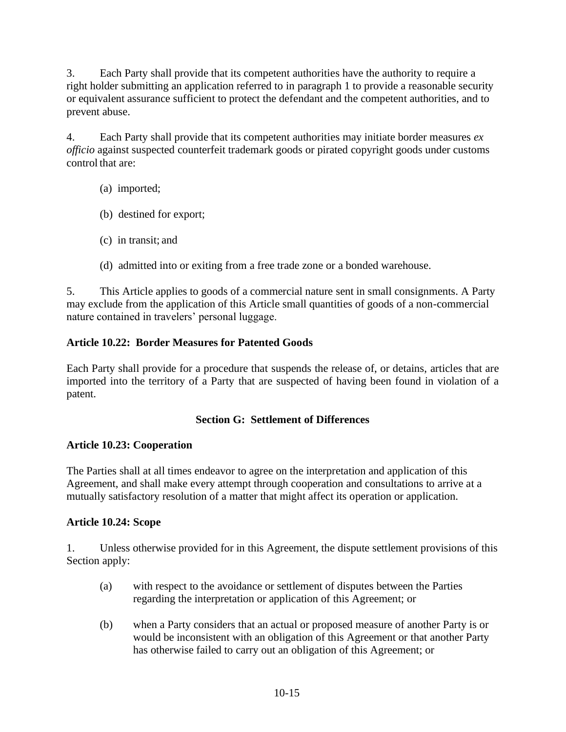3. Each Party shall provide that its competent authorities have the authority to require a right holder submitting an application referred to in paragraph 1 to provide a reasonable security or equivalent assurance sufficient to protect the defendant and the competent authorities, and to prevent abuse.

4. Each Party shall provide that its competent authorities may initiate border measures *ex officio* against suspected counterfeit trademark goods or pirated copyright goods under customs control that are:

(a) imported;

(b) destined for export;

(c) in transit; and

(d) admitted into or exiting from a free trade zone or a bonded warehouse.

5. This Article applies to goods of a commercial nature sent in small consignments. A Party may exclude from the application of this Article small quantities of goods of a non-commercial nature contained in travelers' personal luggage.

### Article 10.22: Border Measures for Patented Goods

Each Party shall provide for a procedure that suspends the release of, or detains, articles that are imported into the territory of a Party that are suspected of having been found in violation of a patent.

## Section G: Settlement of Differences

### Article 10.23: Cooperation

The Parties shall at all times endeavor to agree on the interpretation and application of this Agreement, and shall make every attempt through cooperation and consultations to arrive at a mutually satisfactory resolution of a matter that might affect its operation or application.

### Article 10.24: Scope

1. Unless otherwise provided for in this Agreement, the dispute settlement provisions of this Section apply:

(a) with respect to the avoidance or settlement of disputes between the Parties regarding the interpretation or application of this Agreement; or

(b) when a Party considers that an actual or proposed measure of another Party is or would be inconsistent with an obligation of this Agreement or that another Party has otherwise failed to carry out an obligation of this Agreement; or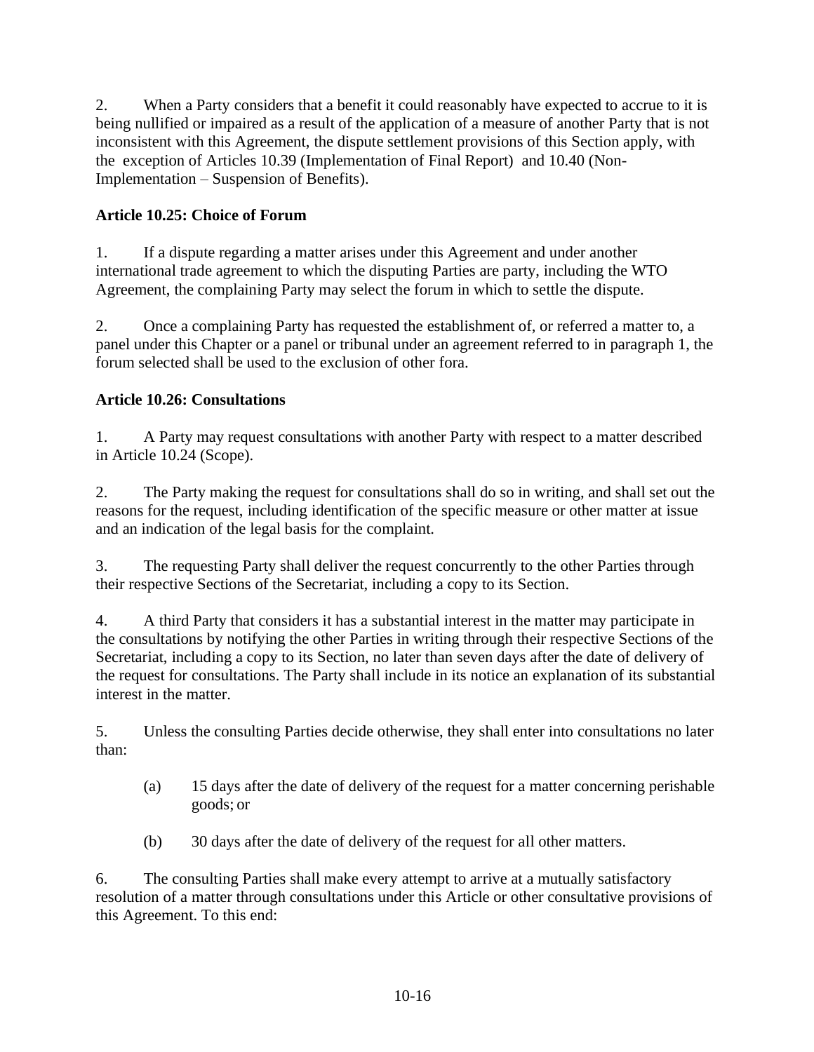2. When a Party considers that a benefit it could reasonably have expected to accrue to it is being nullified or impaired as a result of the application of a measure of another Party that is not inconsistent with this Agreement, the dispute settlement provisions of this Section apply, with the exception of Articles 10.39 (Implementation of Final Report) and 10.40 (Non-Implementation – Suspension of Benefits).

**Article 10.25: Choice of Forum**

1. If a dispute regarding a matter arises under this Agreement and under another international trade agreement to which the disputing Parties are party, including the WTO Agreement, the complaining Party may select the forum in which to settle the dispute.

2. Once a complaining Party has requested the establishment of, or referred a matter to, a panel under this Chapter or a panel or tribunal under an agreement referred to in paragraph 1, the forum selected shall be used to the exclusion of other fora.

**Article 10.26: Consultations**

1. A Party may request consultations with another Party with respect to a matter described in Article 10.24 (Scope).

2. The Party making the request for consultations shall do so in writing, and shall set out the reasons for the request, including identification of the specific measure or other matter at issue and an indication of the legal basis for the complaint.

3. The requesting Party shall deliver the request concurrently to the other Parties through their respective Sections of the Secretariat, including a copy to its Section.

4. A third Party that considers it has a substantial interest in the matter may participate in the consultations by notifying the other Parties in writing through their respective Sections of the Secretariat, including a copy to its Section, no later than seven days after the date of delivery of the request for consultations. The Party shall include in its notice an explanation of its substantial interest in the matter.

5. Unless the consulting Parties decide otherwise, they shall enter into consultations no later than:

(a) 15 days after the date of delivery of the request for a matter concerning perishable goods; or

(b) 30 days after the date of delivery of the request for all other matters.

6. The consulting Parties shall make every attempt to arrive at a mutually satisfactory resolution of a matter through consultations under this Article or other consultative provisions of this Agreement. To this end: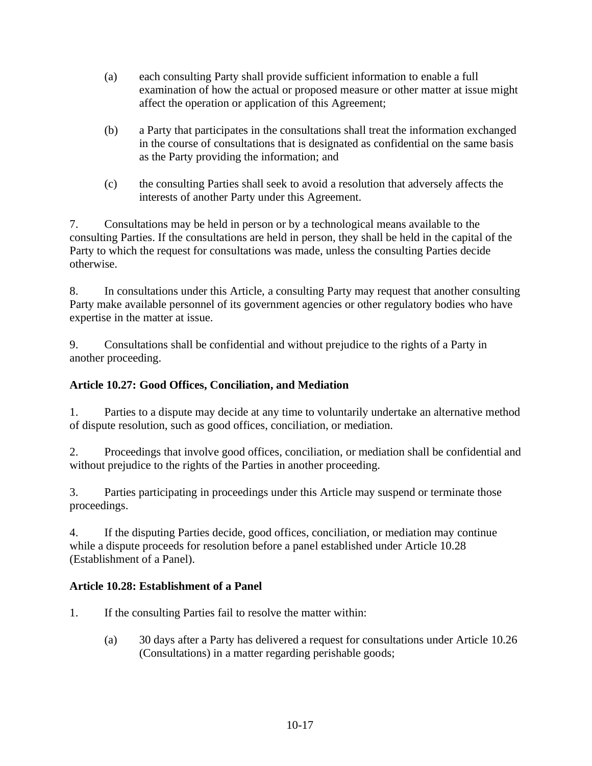(a) each consulting Party shall provide sufficient information to enable a full examination of how the actual or proposed measure or other matter at issue might affect the operation or application of this Agreement;

(b) a Party that participates in the consultations shall treat the information exchanged in the course of consultations that is designated as confidential on the same basis as the Party providing the information; and

(c) the consulting Parties shall seek to avoid a resolution that adversely affects the interests of another Party under this Agreement.

7. Consultations may be held in person or by a technological means available to the consulting Parties. If the consultations are held in person, they shall be held in the capital of the Party to which the request for consultations was made, unless the consulting Parties decide otherwise.

8. In consultations under this Article, a consulting Party may request that another consulting Party make available personnel of its government agencies or other regulatory bodies who have expertise in the matter at issue.

9. Consultations shall be confidential and without prejudice to the rights of a Party in another proceeding.

**Article 10.27: Good Offices, Conciliation, and Mediation**

1. Parties to a dispute may decide at any time to voluntarily undertake an alternative method of dispute resolution, such as good offices, conciliation, or mediation.

2. Proceedings that involve good offices, conciliation, or mediation shall be confidential and without prejudice to the rights of the Parties in another proceeding.

3. Parties participating in proceedings under this Article may suspend or terminate those proceedings.

4. If the disputing Parties decide, good offices, conciliation, or mediation may continue while a dispute proceeds for resolution before a panel established under Article 10.28 (Establishment of a Panel).

**Article 10.28: Establishment of a Panel**

1. If the consulting Parties fail to resolve the matter within:

(a) 30 days after a Party has delivered a request for consultations under Article 10.26 (Consultations) in a matter regarding perishable goods;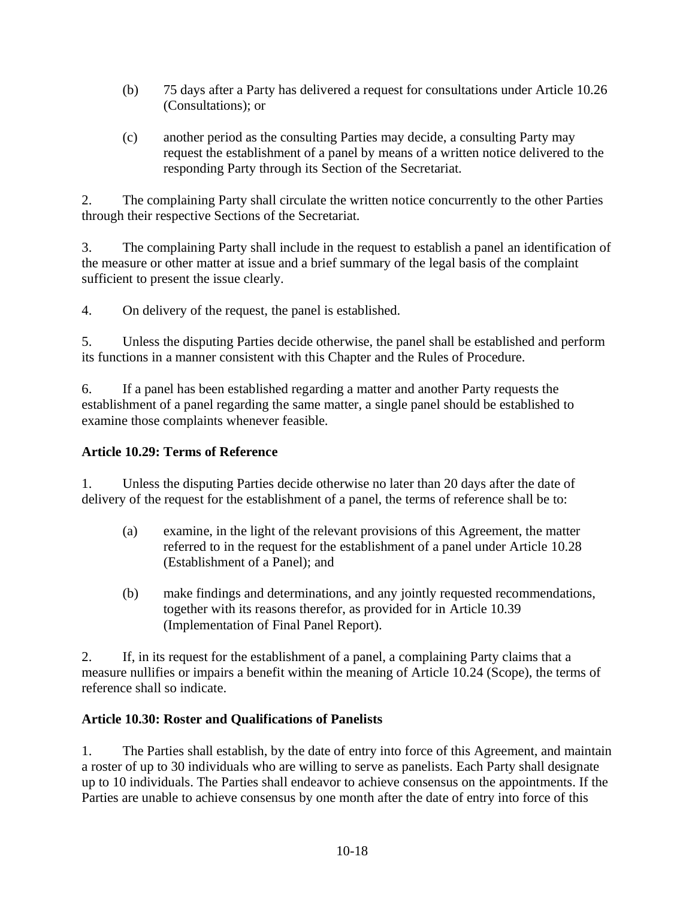(b) 75 days after a Party has delivered a request for consultations under Article 10.26 (Consultations); or

(c) another period as the consulting Parties may decide, a consulting Party may request the establishment of a panel by means of a written notice delivered to the responding Party through its Section of the Secretariat.

2. The complaining Party shall circulate the written notice concurrently to the other Parties through their respective Sections of the Secretariat.

3. The complaining Party shall include in the request to establish a panel an identification of the measure or other matter at issue and a brief summary of the legal basis of the complaint sufficient to present the issue clearly.

4. On delivery of the request, the panel is established.

5. Unless the disputing Parties decide otherwise, the panel shall be established and perform its functions in a manner consistent with this Chapter and the Rules of Procedure.

6. If a panel has been established regarding a matter and another Party requests the establishment of a panel regarding the same matter, a single panel should be established to examine those complaints whenever feasible.

**Article 10.29: Terms of Reference**

1. Unless the disputing Parties decide otherwise no later than 20 days after the date of delivery of the request for the establishment of a panel, the terms of reference shall be to:

(a) examine, in the light of the relevant provisions of this Agreement, the matter referred to in the request for the establishment of a panel under Article 10.28 (Establishment of a Panel); and

(b) make findings and determinations, and any jointly requested recommendations, together with its reasons therefor, as provided for in Article 10.39 (Implementation of Final Panel Report).

2. If, in its request for the establishment of a panel, a complaining Party claims that a measure nullifies or impairs a benefit within the meaning of Article 10.24 (Scope), the terms of reference shall so indicate.

**Article 10.30: Roster and Qualifications of Panelists**

1. The Parties shall establish, by the date of entry into force of this Agreement, and maintain a roster of up to 30 individuals who are willing to serve as panelists. Each Party shall designate up to 10 individuals. The Parties shall endeavor to achieve consensus on the appointments. If the Parties are unable to achieve consensus by one month after the date of entry into force of this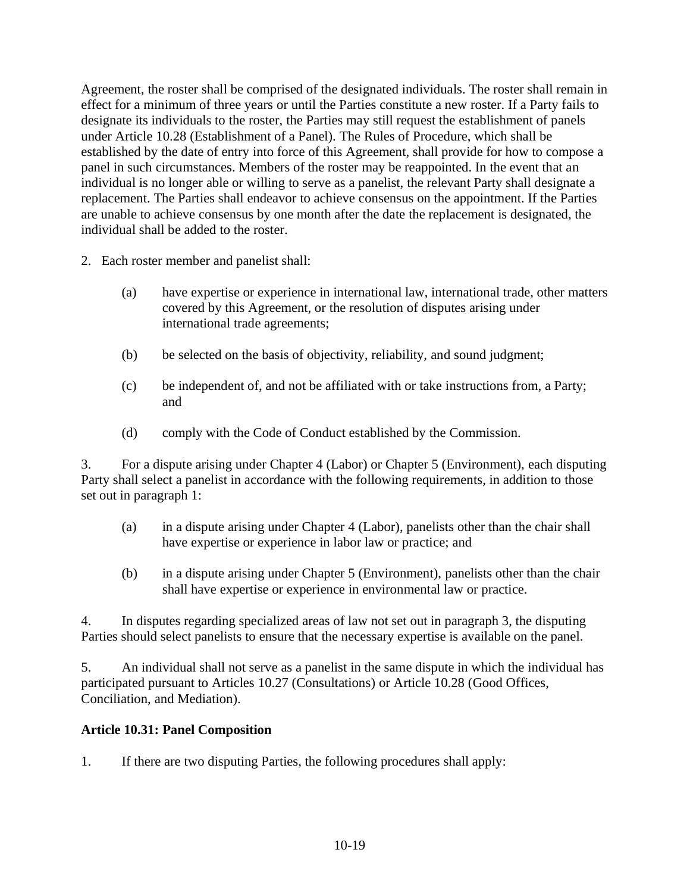Agreement, the roster shall be comprised of the designated individuals. The roster shall remain in effect for a minimum of three years or until the Parties constitute a new roster. If a Party fails to designate its individuals to the roster, the Parties may still request the establishment of panels under Article 10.28 (Establishment of a Panel). The Rules of Procedure, which shall be established by the date of entry into force of this Agreement, shall provide for how to compose a panel in such circumstances. Members of the roster may be reappointed. In the event that an individual is no longer able or willing to serve as a panelist, the relevant Party shall designate a replacement. The Parties shall endeavor to achieve consensus on the appointment. If the Parties are unable to achieve consensus by one month after the date the replacement is designated, the individual shall be added to the roster.

2. Each roster member and panelist shall:

(a) have expertise or experience in international law, international trade, other matters covered by this Agreement, or the resolution of disputes arising under international trade agreements;

(b) be selected on the basis of objectivity, reliability, and sound judgment;

(c) be independent of, and not be affiliated with or take instructions from, a Party; and

(d) comply with the Code of Conduct established by the Commission.

3. For a dispute arising under Chapter 4 (Labor) or Chapter 5 (Environment), each disputing Party shall select a panelist in accordance with the following requirements, in addition to those set out in paragraph 1:

(a) in a dispute arising under Chapter 4 (Labor), panelists other than the chair shall have expertise or experience in labor law or practice; and

(b) in a dispute arising under Chapter 5 (Environment), panelists other than the chair shall have expertise or experience in environmental law or practice.

4. In disputes regarding specialized areas of law not set out in paragraph 3, the disputing Parties should select panelists to ensure that the necessary expertise is available on the panel.

5. An individual shall not serve as a panelist in the same dispute in which the individual has participated pursuant to Articles 10.27 (Consultations) or Article 10.28 (Good Offices, Conciliation, and Mediation).

**Article 10.31: Panel Composition**

1. If there are two disputing Parties, the following procedures shall apply: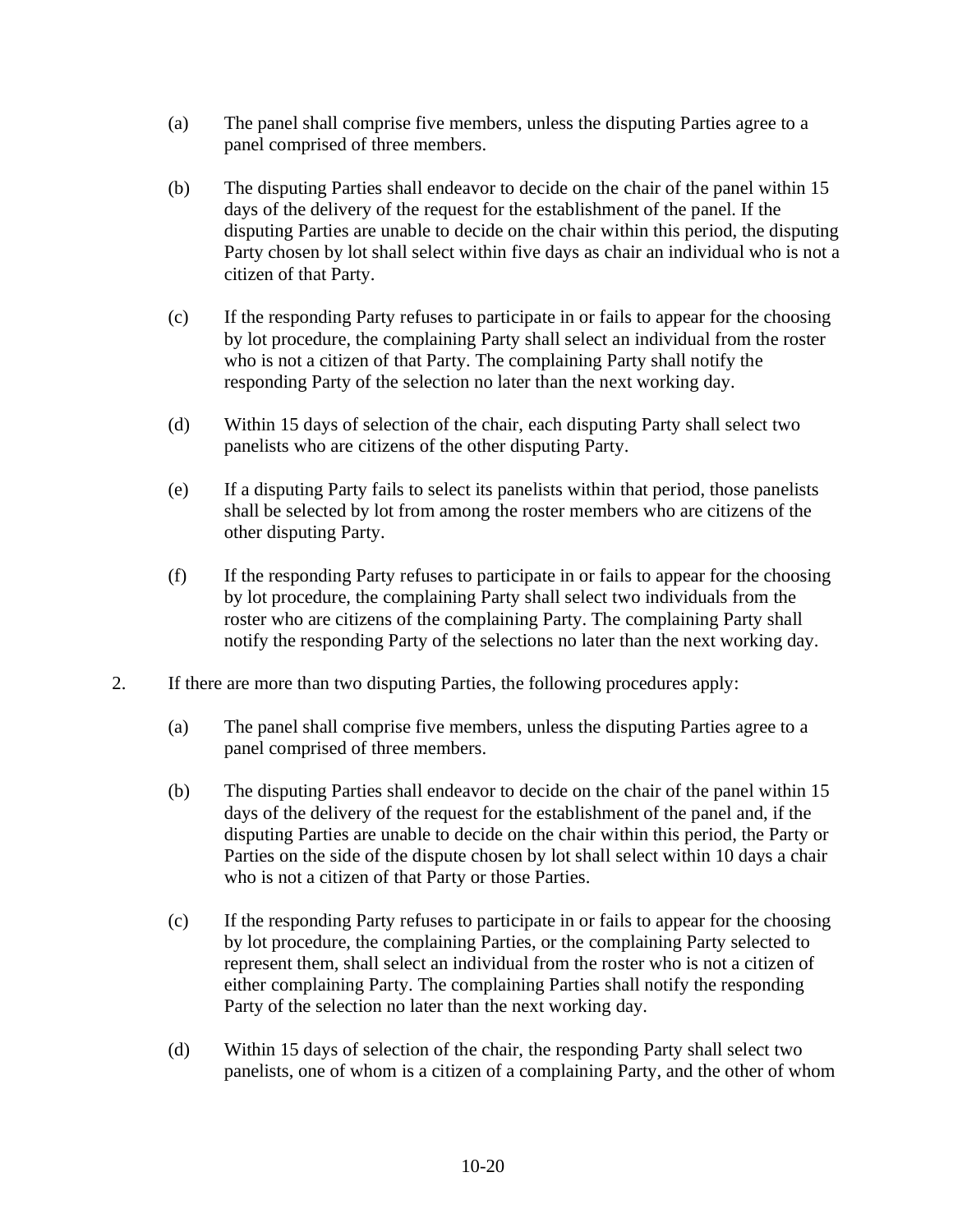(a) The panel shall comprise five members, unless the disputing Parties agree to a panel comprised of three members.

(b) The disputing Parties shall endeavor to decide on the chair of the panel within 15 days of the delivery of the request for the establishment of the panel. If the disputing Parties are unable to decide on the chair within this period, the disputing Party chosen by lot shall select within five days as chair an individual who is not a citizen of that Party.

(c) If the responding Party refuses to participate in or fails to appear for the choosing by lot procedure, the complaining Party shall select an individual from the roster who is not a citizen of that Party. The complaining Party shall notify the responding Party of the selection no later than the next working day.

(d) Within 15 days of selection of the chair, each disputing Party shall select two panelists who are citizens of the other disputing Party.

(e) If a disputing Party fails to select its panelists within that period, those panelists shall be selected by lot from among the roster members who are citizens of the other disputing Party.

(f) If the responding Party refuses to participate in or fails to appear for the choosing by lot procedure, the complaining Party shall select two individuals from the roster who are citizens of the complaining Party. The complaining Party shall notify the responding Party of the selections no later than the next working day.

2. If there are more than two disputing Parties, the following procedures apply:

(a) The panel shall comprise five members, unless the disputing Parties agree to a panel comprised of three members.

(b) The disputing Parties shall endeavor to decide on the chair of the panel within 15 days of the delivery of the request for the establishment of the panel and, if the disputing Parties are unable to decide on the chair within this period, the Party or Parties on the side of the dispute chosen by lot shall select within 10 days a chair who is not a citizen of that Party or those Parties.

(c) If the responding Party refuses to participate in or fails to appear for the choosing by lot procedure, the complaining Parties, or the complaining Party selected to represent them, shall select an individual from the roster who is not a citizen of either complaining Party. The complaining Parties shall notify the responding Party of the selection no later than the next working day.

(d) Within 15 days of selection of the chair, the responding Party shall select two panelists, one of whom is a citizen of a complaining Party, and the other of whom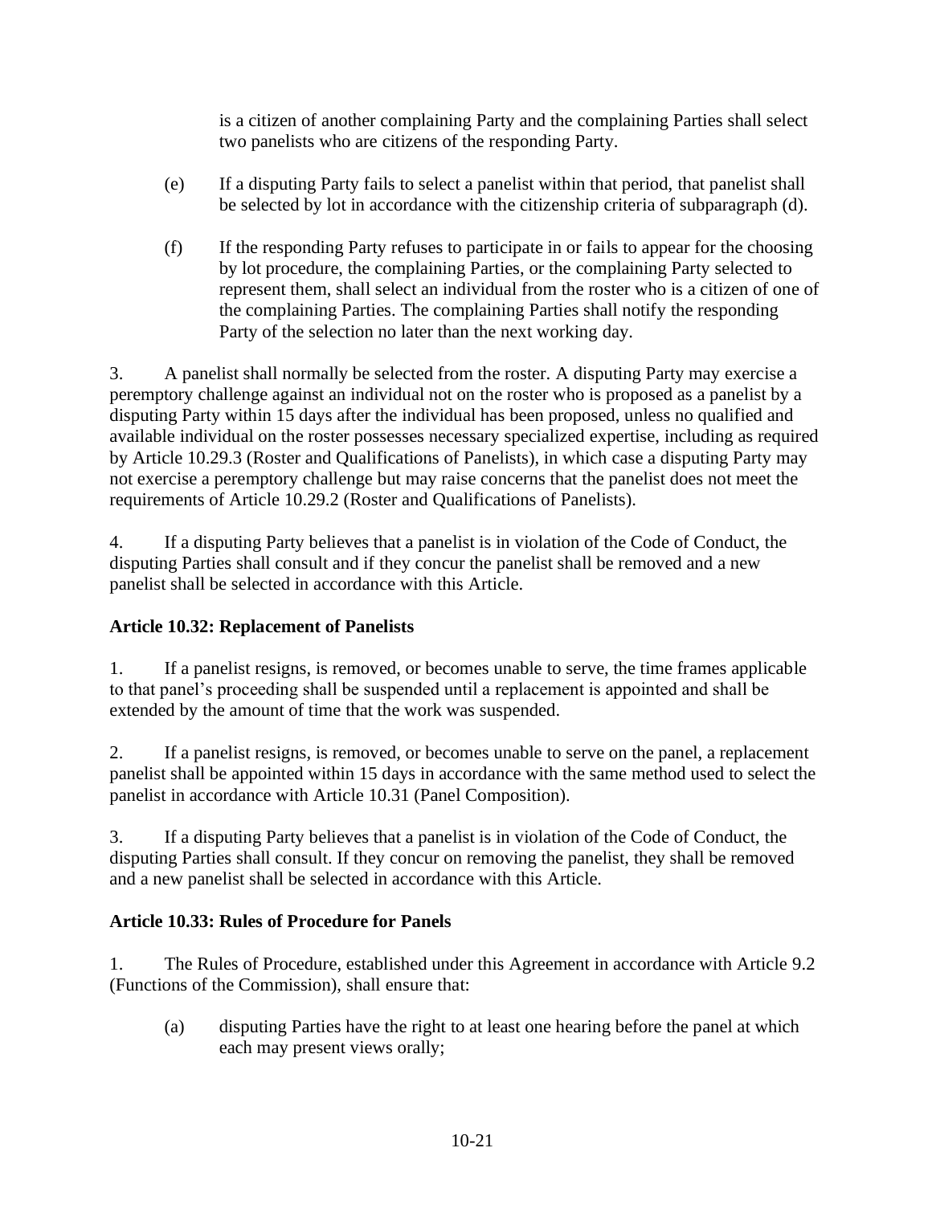is a citizen of another complaining Party and the complaining Parties shall select two panelists who are citizens of the responding Party.

(e) If a disputing Party fails to select a panelist within that period, that panelist shall be selected by lot in accordance with the citizenship criteria of subparagraph (d).

(f) If the responding Party refuses to participate in or fails to appear for the choosing by lot procedure, the complaining Parties, or the complaining Party selected to represent them, shall select an individual from the roster who is a citizen of one of the complaining Parties. The complaining Parties shall notify the responding Party of the selection no later than the next working day.

3. A panelist shall normally be selected from the roster. A disputing Party may exercise a peremptory challenge against an individual not on the roster who is proposed as a panelist by a disputing Party within 15 days after the individual has been proposed, unless no qualified and available individual on the roster possesses necessary specialized expertise, including as required by Article 10.29.3 (Roster and Qualifications of Panelists), in which case a disputing Party may not exercise a peremptory challenge but may raise concerns that the panelist does not meet the requirements of Article 10.29.2 (Roster and Qualifications of Panelists).

4. If a disputing Party believes that a panelist is in violation of the Code of Conduct, the disputing Parties shall consult and if they concur the panelist shall be removed and a new panelist shall be selected in accordance with this Article.

### Article 10.32: Replacement of Panelists

1. If a panelist resigns, is removed, or becomes unable to serve, the time frames applicable to that panel's proceeding shall be suspended until a replacement is appointed and shall be extended by the amount of time that the work was suspended.

2. If a panelist resigns, is removed, or becomes unable to serve on the panel, a replacement panelist shall be appointed within 15 days in accordance with the same method used to select the panelist in accordance with Article 10.31 (Panel Composition).

3. If a disputing Party believes that a panelist is in violation of the Code of Conduct, the disputing Parties shall consult. If they concur on removing the panelist, they shall be removed and a new panelist shall be selected in accordance with this Article.

### Article 10.33: Rules of Procedure for Panels

1. The Rules of Procedure, established under this Agreement in accordance with Article 9.2 (Functions of the Commission), shall ensure that:

(a) disputing Parties have the right to at least one hearing before the panel at which each may present views orally;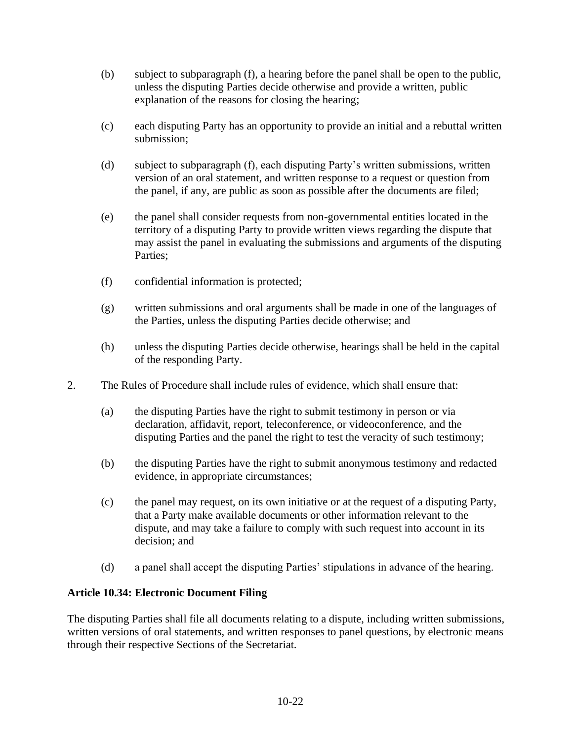(b) subject to subparagraph (f), a hearing before the panel shall be open to the public, unless the disputing Parties decide otherwise and provide a written, public explanation of the reasons for closing the hearing;

(c) each disputing Party has an opportunity to provide an initial and a rebuttal written submission;

(d) subject to subparagraph (f), each disputing Party's written submissions, written version of an oral statement, and written response to a request or question from the panel, if any, are public as soon as possible after the documents are filed;

(e) the panel shall consider requests from non-governmental entities located in the territory of a disputing Party to provide written views regarding the dispute that may assist the panel in evaluating the submissions and arguments of the disputing Parties;

(f) confidential information is protected;

(g) written submissions and oral arguments shall be made in one of the languages of the Parties, unless the disputing Parties decide otherwise; and

(h) unless the disputing Parties decide otherwise, hearings shall be held in the capital of the responding Party.

2. The Rules of Procedure shall include rules of evidence, which shall ensure that:

(a) the disputing Parties have the right to submit testimony in person or via declaration, affidavit, report, teleconference, or videoconference, and the disputing Parties and the panel the right to test the veracity of such testimony;

(b) the disputing Parties have the right to submit anonymous testimony and redacted evidence, in appropriate circumstances;

(c) the panel may request, on its own initiative or at the request of a disputing Party, that a Party make available documents or other information relevant to the dispute, and may take a failure to comply with such request into account in its decision; and

(d) a panel shall accept the disputing Parties' stipulations in advance of the hearing.

**Article 10.34: Electronic Document Filing**

The disputing Parties shall file all documents relating to a dispute, including written submissions, written versions of oral statements, and written responses to panel questions, by electronic means through their respective Sections of the Secretariat.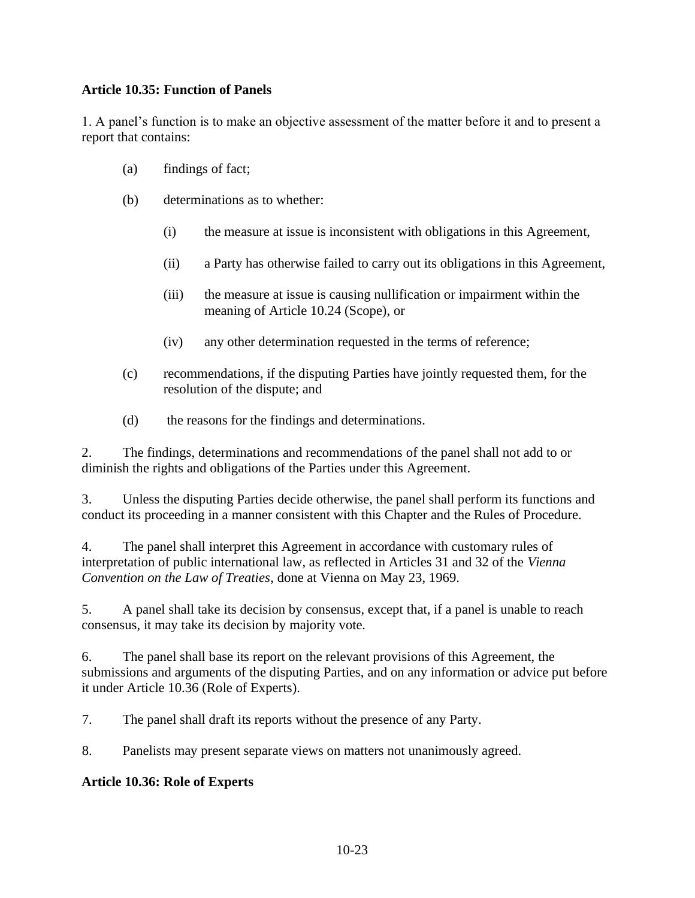**Article 10.35: Function of Panels**

1. A panel's function is to make an objective assessment of the matter before it and to present a report that contains:

(a) findings of fact;

(b) determinations as to whether:

  (i) the measure at issue is inconsistent with obligations in this Agreement,

  (ii) a Party has otherwise failed to carry out its obligations in this Agreement,

  (iii) the measure at issue is causing nullification or impairment within the meaning of Article 10.24 (Scope), or

  (iv) any other determination requested in the terms of reference;

(c) recommendations, if the disputing Parties have jointly requested them, for the resolution of the dispute; and

(d) the reasons for the findings and determinations.

2. The findings, determinations and recommendations of the panel shall not add to or diminish the rights and obligations of the Parties under this Agreement.

3. Unless the disputing Parties decide otherwise, the panel shall perform its functions and conduct its proceeding in a manner consistent with this Chapter and the Rules of Procedure.

4. The panel shall interpret this Agreement in accordance with customary rules of interpretation of public international law, as reflected in Articles 31 and 32 of the *Vienna Convention on the Law of Treaties*, done at Vienna on May 23, 1969.

5. A panel shall take its decision by consensus, except that, if a panel is unable to reach consensus, it may take its decision by majority vote.

6. The panel shall base its report on the relevant provisions of this Agreement, the submissions and arguments of the disputing Parties, and on any information or advice put before it under Article 10.36 (Role of Experts).

7. The panel shall draft its reports without the presence of any Party.

8. Panelists may present separate views on matters not unanimously agreed.

**Article 10.36: Role of Experts**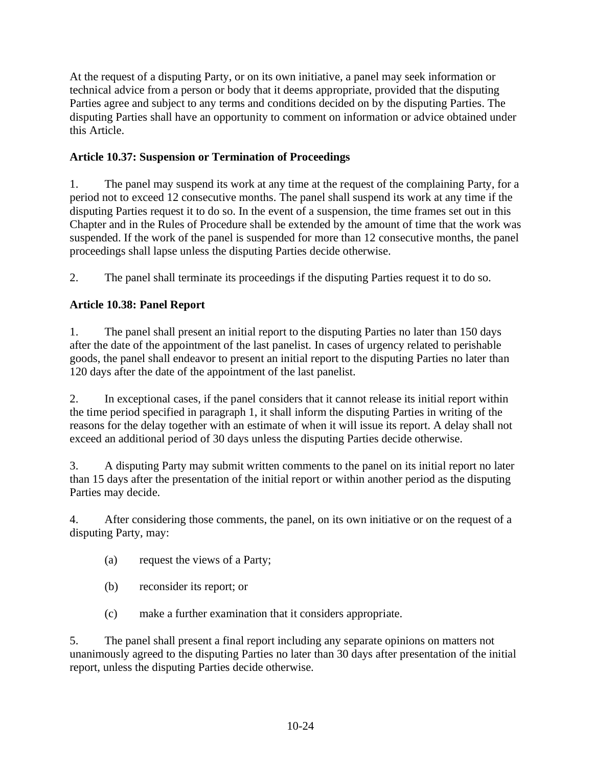At the request of a disputing Party, or on its own initiative, a panel may seek information or technical advice from a person or body that it deems appropriate, provided that the disputing Parties agree and subject to any terms and conditions decided on by the disputing Parties. The disputing Parties shall have an opportunity to comment on information or advice obtained under this Article.

**Article 10.37: Suspension or Termination of Proceedings**

1. The panel may suspend its work at any time at the request of the complaining Party, for a period not to exceed 12 consecutive months. The panel shall suspend its work at any time if the disputing Parties request it to do so. In the event of a suspension, the time frames set out in this Chapter and in the Rules of Procedure shall be extended by the amount of time that the work was suspended. If the work of the panel is suspended for more than 12 consecutive months, the panel proceedings shall lapse unless the disputing Parties decide otherwise.

2. The panel shall terminate its proceedings if the disputing Parties request it to do so.

**Article 10.38: Panel Report**

1. The panel shall present an initial report to the disputing Parties no later than 150 days after the date of the appointment of the last panelist. In cases of urgency related to perishable goods, the panel shall endeavor to present an initial report to the disputing Parties no later than 120 days after the date of the appointment of the last panelist.

2. In exceptional cases, if the panel considers that it cannot release its initial report within the time period specified in paragraph 1, it shall inform the disputing Parties in writing of the reasons for the delay together with an estimate of when it will issue its report. A delay shall not exceed an additional period of 30 days unless the disputing Parties decide otherwise.

3. A disputing Party may submit written comments to the panel on its initial report no later than 15 days after the presentation of the initial report or within another period as the disputing Parties may decide.

4. After considering those comments, the panel, on its own initiative or on the request of a disputing Party, may:

   (a) request the views of a Party;

   (b) reconsider its report; or

   (c) make a further examination that it considers appropriate.

5. The panel shall present a final report including any separate opinions on matters not unanimously agreed to the disputing Parties no later than 30 days after presentation of the initial report, unless the disputing Parties decide otherwise.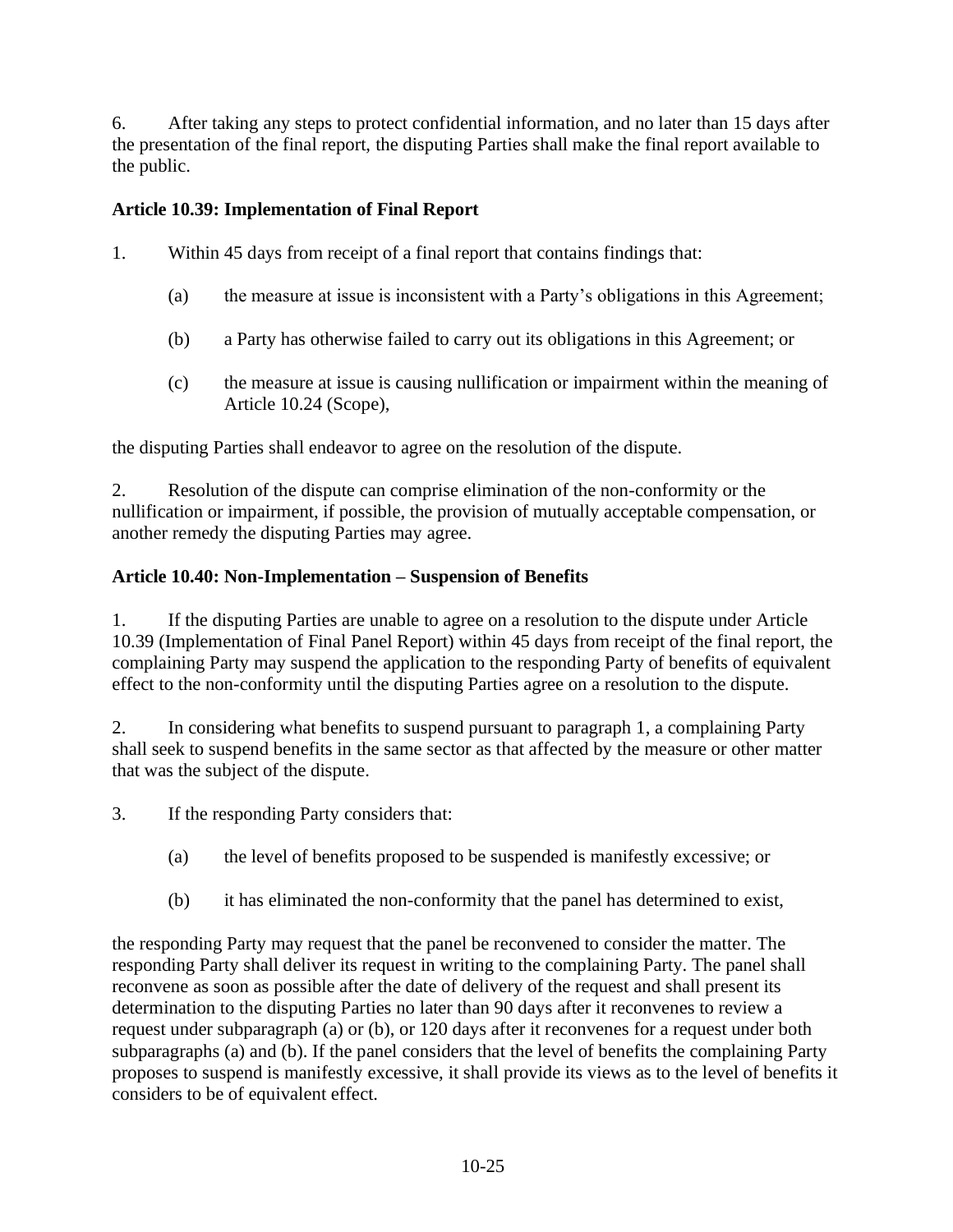6. After taking any steps to protect confidential information, and no later than 15 days after the presentation of the final report, the disputing Parties shall make the final report available to the public.

**Article 10.39: Implementation of Final Report**

1. Within 45 days from receipt of a final report that contains findings that:

   (a) the measure at issue is inconsistent with a Party's obligations in this Agreement;

   (b) a Party has otherwise failed to carry out its obligations in this Agreement; or

   (c) the measure at issue is causing nullification or impairment within the meaning of Article 10.24 (Scope),

the disputing Parties shall endeavor to agree on the resolution of the dispute.

2. Resolution of the dispute can comprise elimination of the non-conformity or the nullification or impairment, if possible, the provision of mutually acceptable compensation, or another remedy the disputing Parties may agree.

**Article 10.40: Non-Implementation – Suspension of Benefits**

1. If the disputing Parties are unable to agree on a resolution to the dispute under Article 10.39 (Implementation of Final Panel Report) within 45 days from receipt of the final report, the complaining Party may suspend the application to the responding Party of benefits of equivalent effect to the non-conformity until the disputing Parties agree on a resolution to the dispute.

2. In considering what benefits to suspend pursuant to paragraph 1, a complaining Party shall seek to suspend benefits in the same sector as that affected by the measure or other matter that was the subject of the dispute.

3. If the responding Party considers that:

   (a) the level of benefits proposed to be suspended is manifestly excessive; or

   (b) it has eliminated the non-conformity that the panel has determined to exist,

the responding Party may request that the panel be reconvened to consider the matter. The responding Party shall deliver its request in writing to the complaining Party. The panel shall reconvene as soon as possible after the date of delivery of the request and shall present its determination to the disputing Parties no later than 90 days after it reconvenes to review a request under subparagraph (a) or (b), or 120 days after it reconvenes for a request under both subparagraphs (a) and (b). If the panel considers that the level of benefits the complaining Party proposes to suspend is manifestly excessive, it shall provide its views as to the level of benefits it considers to be of equivalent effect.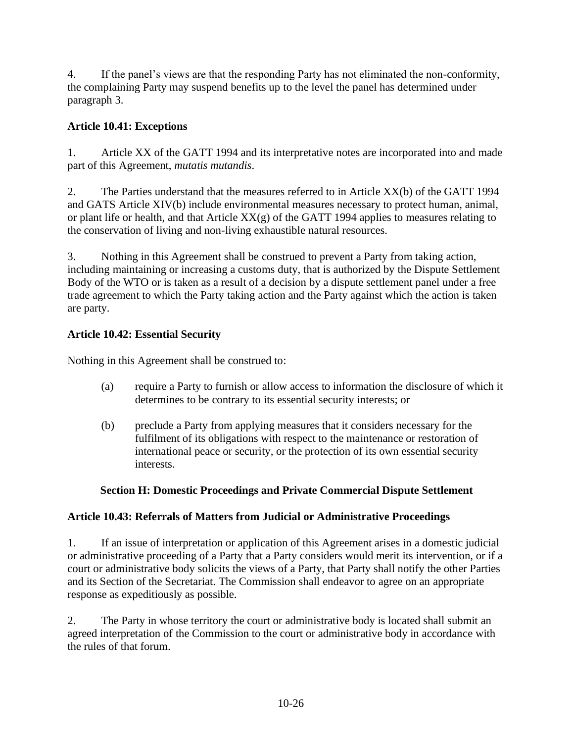4. If the panel's views are that the responding Party has not eliminated the non-conformity, the complaining Party may suspend benefits up to the level the panel has determined under paragraph 3.

**Article 10.41: Exceptions**

1. Article XX of the GATT 1994 and its interpretative notes are incorporated into and made part of this Agreement, *mutatis mutandis*.

2. The Parties understand that the measures referred to in Article XX(b) of the GATT 1994 and GATS Article XIV(b) include environmental measures necessary to protect human, animal, or plant life or health, and that Article XX(g) of the GATT 1994 applies to measures relating to the conservation of living and non-living exhaustible natural resources.

3. Nothing in this Agreement shall be construed to prevent a Party from taking action, including maintaining or increasing a customs duty, that is authorized by the Dispute Settlement Body of the WTO or is taken as a result of a decision by a dispute settlement panel under a free trade agreement to which the Party taking action and the Party against which the action is taken are party.

**Article 10.42: Essential Security**

Nothing in this Agreement shall be construed to:

(a) require a Party to furnish or allow access to information the disclosure of which it determines to be contrary to its essential security interests; or

(b) preclude a Party from applying measures that it considers necessary for the fulfilment of its obligations with respect to the maintenance or restoration of international peace or security, or the protection of its own essential security interests.

**Section H: Domestic Proceedings and Private Commercial Dispute Settlement**

**Article 10.43: Referrals of Matters from Judicial or Administrative Proceedings**

1. If an issue of interpretation or application of this Agreement arises in a domestic judicial or administrative proceeding of a Party that a Party considers would merit its intervention, or if a court or administrative body solicits the views of a Party, that Party shall notify the other Parties and its Section of the Secretariat. The Commission shall endeavor to agree on an appropriate response as expeditiously as possible.

2. The Party in whose territory the court or administrative body is located shall submit an agreed interpretation of the Commission to the court or administrative body in accordance with the rules of that forum.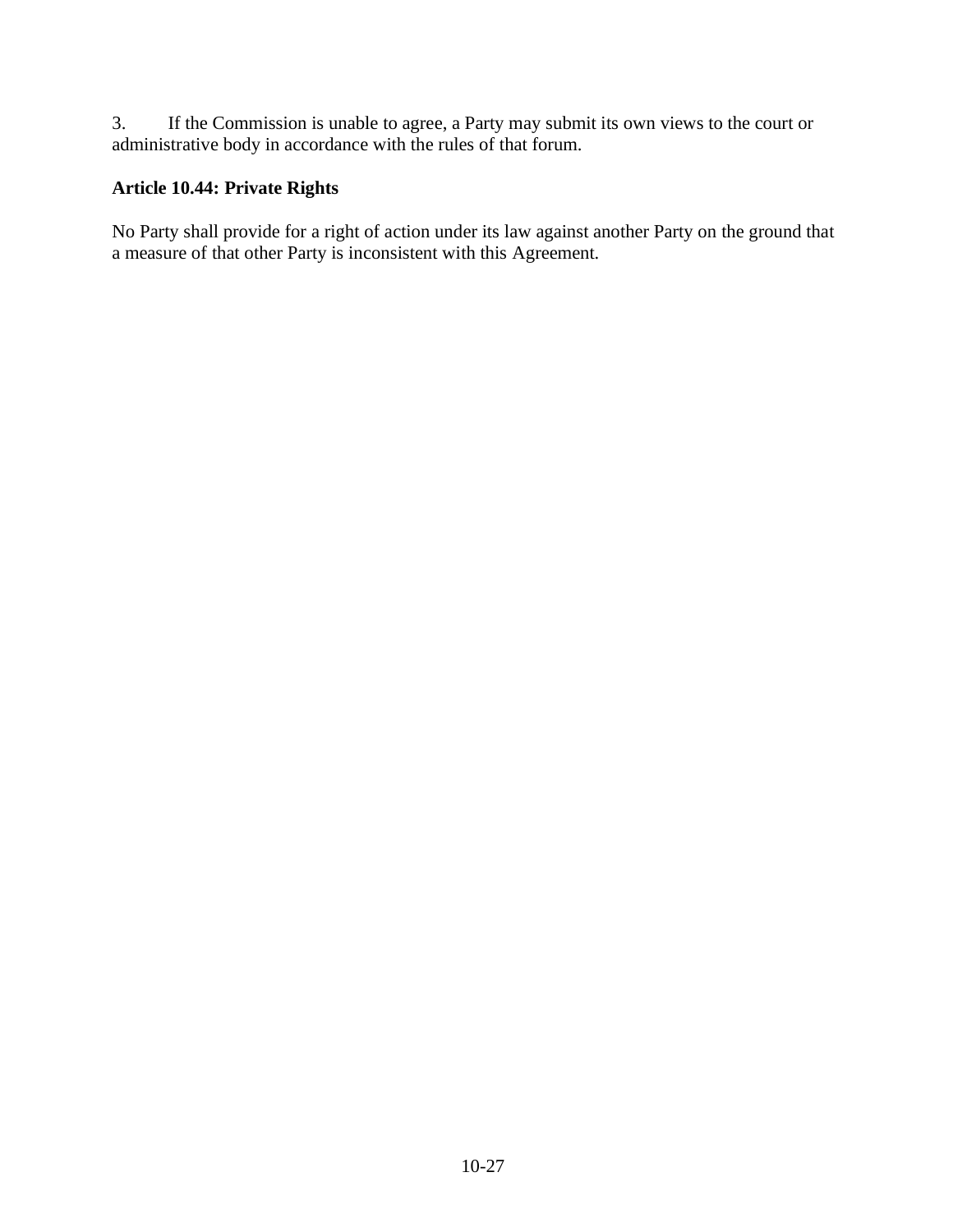3. If the Commission is unable to agree, a Party may submit its own views to the court or administrative body in accordance with the rules of that forum.

**Article 10.44: Private Rights**

No Party shall provide for a right of action under its law against another Party on the ground that a measure of that other Party is inconsistent with this Agreement.